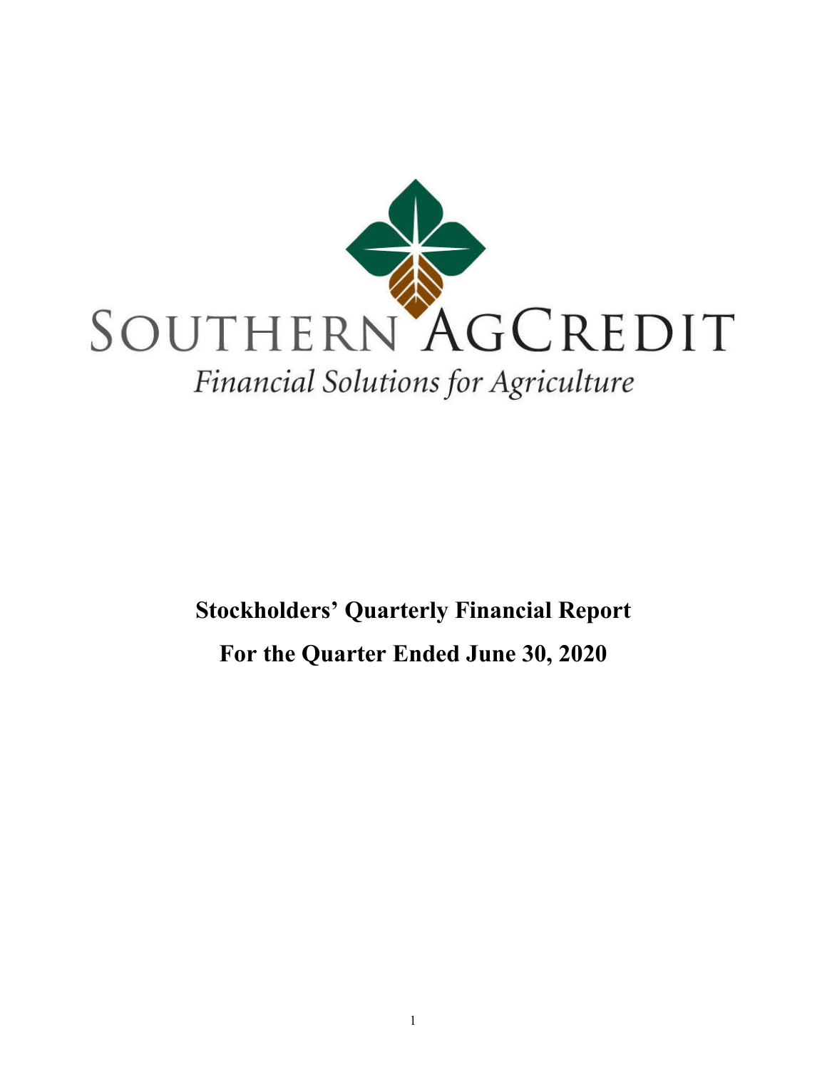SOUTHERN AGCREDIT

*Financial Solutions for Agriculture*

**Stockholders' Quarterly Financial Report**

**For the Quarter Ended June 30, 2020**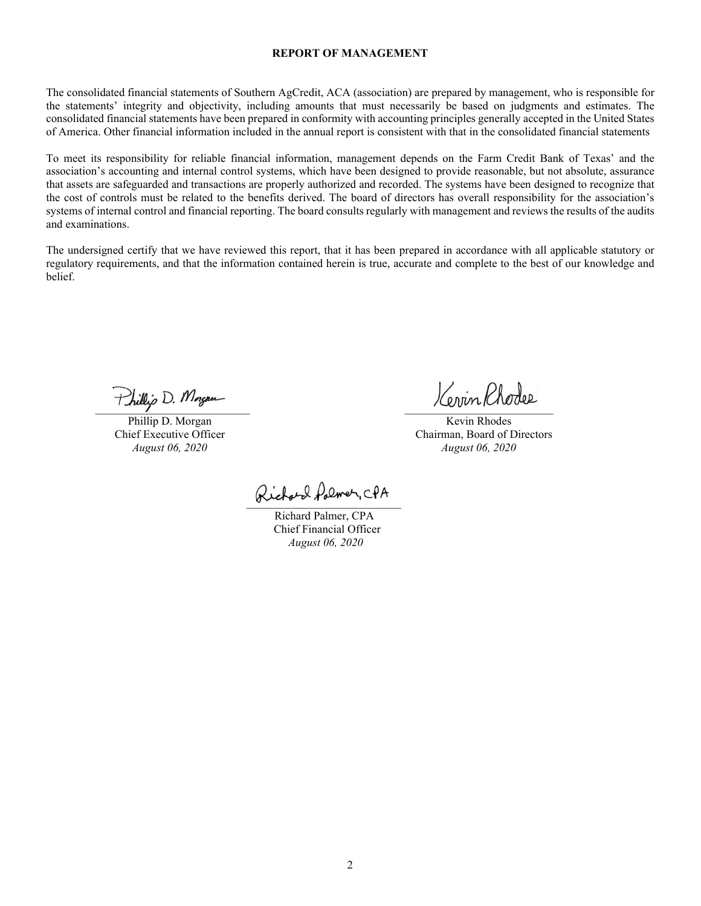# REPORT OF MANAGEMENT

The consolidated financial statements of Southern AgCredit, ACA (association) are prepared by management, who is responsible for the statements' integrity and objectivity, including amounts that must necessarily be based on judgments and estimates. The consolidated financial statements have been prepared in conformity with accounting principles generally accepted in the United States of America. Other financial information included in the annual report is consistent with that in the consolidated financial statements

To meet its responsibility for reliable financial information, management depends on the Farm Credit Bank of Texas' and the association's accounting and internal control systems, which have been designed to provide reasonable, but not absolute, assurance that assets are safeguarded and transactions are properly authorized and recorded. The systems have been designed to recognize that the cost of controls must be related to the benefits derived. The board of directors has overall responsibility for the association's systems of internal control and financial reporting. The board consults regularly with management and reviews the results of the audits and examinations.

The undersigned certify that we have reviewed this report, that it has been prepared in accordance with all applicable statutory or regulatory requirements, and that the information contained herein is true, accurate and complete to the best of our knowledge and belief.

Phillip D. Morgan
Chief Executive Officer
*August 06, 2020*

Kevin Rhodes
Chairman, Board of Directors
*August 06, 2020*

Richard Palmer, CPA
Chief Financial Officer
*August 06, 2020*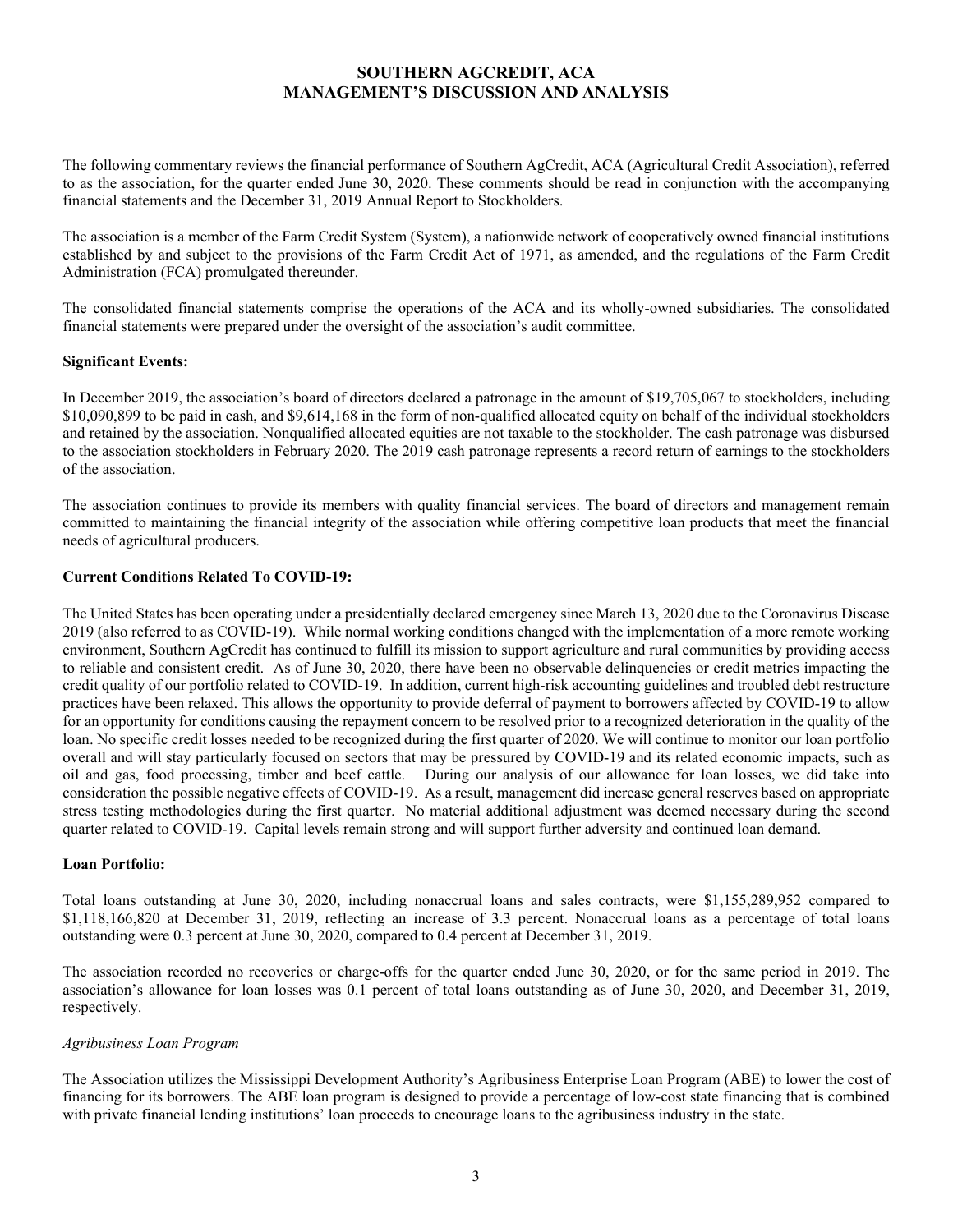# SOUTHERN AGCREDIT, ACA
# MANAGEMENT'S DISCUSSION AND ANALYSIS

The following commentary reviews the financial performance of Southern AgCredit, ACA (Agricultural Credit Association), referred to as the association, for the quarter ended June 30, 2020. These comments should be read in conjunction with the accompanying financial statements and the December 31, 2019 Annual Report to Stockholders.

The association is a member of the Farm Credit System (System), a nationwide network of cooperatively owned financial institutions established by and subject to the provisions of the Farm Credit Act of 1971, as amended, and the regulations of the Farm Credit Administration (FCA) promulgated thereunder.

The consolidated financial statements comprise the operations of the ACA and its wholly-owned subsidiaries. The consolidated financial statements were prepared under the oversight of the association's audit committee.

**Significant Events:**

In December 2019, the association's board of directors declared a patronage in the amount of $19,705,067 to stockholders, including $10,090,899 to be paid in cash, and $9,614,168 in the form of non-qualified allocated equity on behalf of the individual stockholders and retained by the association. Nonqualified allocated equities are not taxable to the stockholder. The cash patronage was disbursed to the association stockholders in February 2020. The 2019 cash patronage represents a record return of earnings to the stockholders of the association.

The association continues to provide its members with quality financial services. The board of directors and management remain committed to maintaining the financial integrity of the association while offering competitive loan products that meet the financial needs of agricultural producers.

**Current Conditions Related To COVID-19:**

The United States has been operating under a presidentially declared emergency since March 13, 2020 due to the Coronavirus Disease 2019 (also referred to as COVID-19). While normal working conditions changed with the implementation of a more remote working environment, Southern AgCredit has continued to fulfill its mission to support agriculture and rural communities by providing access to reliable and consistent credit. As of June 30, 2020, there have been no observable delinquencies or credit metrics impacting the credit quality of our portfolio related to COVID-19. In addition, current high-risk accounting guidelines and troubled debt restructure practices have been relaxed. This allows the opportunity to provide deferral of payment to borrowers affected by COVID-19 to allow for an opportunity for conditions causing the repayment concern to be resolved prior to a recognized deterioration in the quality of the loan. No specific credit losses needed to be recognized during the first quarter of 2020. We will continue to monitor our loan portfolio overall and will stay particularly focused on sectors that may be pressured by COVID-19 and its related economic impacts, such as oil and gas, food processing, timber and beef cattle. During our analysis of our allowance for loan losses, we did take into consideration the possible negative effects of COVID-19. As a result, management did increase general reserves based on appropriate stress testing methodologies during the first quarter. No material additional adjustment was deemed necessary during the second quarter related to COVID-19. Capital levels remain strong and will support further adversity and continued loan demand.

**Loan Portfolio:**

Total loans outstanding at June 30, 2020, including nonaccrual loans and sales contracts, were $1,155,289,952 compared to $1,118,166,820 at December 31, 2019, reflecting an increase of 3.3 percent. Nonaccrual loans as a percentage of total loans outstanding were 0.3 percent at June 30, 2020, compared to 0.4 percent at December 31, 2019.

The association recorded no recoveries or charge-offs for the quarter ended June 30, 2020, or for the same period in 2019. The association's allowance for loan losses was 0.1 percent of total loans outstanding as of June 30, 2020, and December 31, 2019, respectively.

*Agribusiness Loan Program*

The Association utilizes the Mississippi Development Authority's Agribusiness Enterprise Loan Program (ABE) to lower the cost of financing for its borrowers. The ABE loan program is designed to provide a percentage of low-cost state financing that is combined with private financial lending institutions' loan proceeds to encourage loans to the agribusiness industry in the state.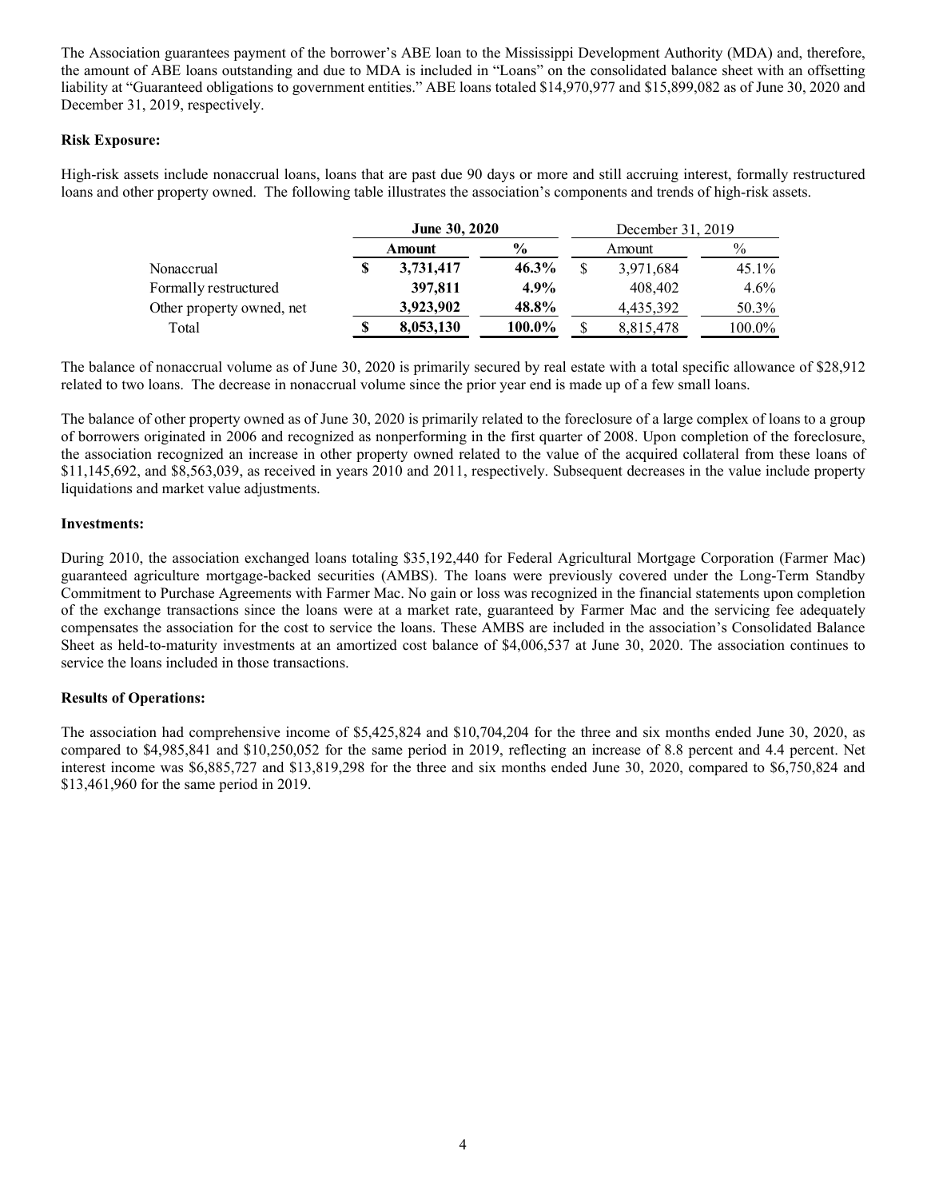The Association guarantees payment of the borrower's ABE loan to the Mississippi Development Authority (MDA) and, therefore, the amount of ABE loans outstanding and due to MDA is included in "Loans" on the consolidated balance sheet with an offsetting liability at "Guaranteed obligations to government entities." ABE loans totaled $14,970,977 and $15,899,082 as of June 30, 2020 and December 31, 2019, respectively.

**Risk Exposure:**

High-risk assets include nonaccrual loans, loans that are past due 90 days or more and still accruing interest, formally restructured loans and other property owned. The following table illustrates the association's components and trends of high-risk assets.

| | **June 30, 2020** | | December 31, 2019 | |
|---|---|---|---|---|
| | **Amount** | **%** | Amount | % |
| Nonaccrual | **$ 3,731,417** | **46.3%** | $ 3,971,684 | 45.1% |
| Formally restructured | **397,811** | **4.9%** | 408,402 | 4.6% |
| Other property owned, net | **3,923,902** | **48.8%** | 4,435,392 | 50.3% |
| Total | **$ 8,053,130** | **100.0%** | $ 8,815,478 | 100.0% |

The balance of nonaccrual volume as of June 30, 2020 is primarily secured by real estate with a total specific allowance of $28,912 related to two loans. The decrease in nonaccrual volume since the prior year end is made up of a few small loans.

The balance of other property owned as of June 30, 2020 is primarily related to the foreclosure of a large complex of loans to a group of borrowers originated in 2006 and recognized as nonperforming in the first quarter of 2008. Upon completion of the foreclosure, the association recognized an increase in other property owned related to the value of the acquired collateral from these loans of $11,145,692, and $8,563,039, as received in years 2010 and 2011, respectively. Subsequent decreases in the value include property liquidations and market value adjustments.

**Investments:**

During 2010, the association exchanged loans totaling $35,192,440 for Federal Agricultural Mortgage Corporation (Farmer Mac) guaranteed agriculture mortgage-backed securities (AMBS). The loans were previously covered under the Long-Term Standby Commitment to Purchase Agreements with Farmer Mac. No gain or loss was recognized in the financial statements upon completion of the exchange transactions since the loans were at a market rate, guaranteed by Farmer Mac and the servicing fee adequately compensates the association for the cost to service the loans. These AMBS are included in the association's Consolidated Balance Sheet as held-to-maturity investments at an amortized cost balance of $4,006,537 at June 30, 2020. The association continues to service the loans included in those transactions.

**Results of Operations:**

The association had comprehensive income of $5,425,824 and $10,704,204 for the three and six months ended June 30, 2020, as compared to $4,985,841 and $10,250,052 for the same period in 2019, reflecting an increase of 8.8 percent and 4.4 percent. Net interest income was $6,885,727 and $13,819,298 for the three and six months ended June 30, 2020, compared to $6,750,824 and $13,461,960 for the same period in 2019.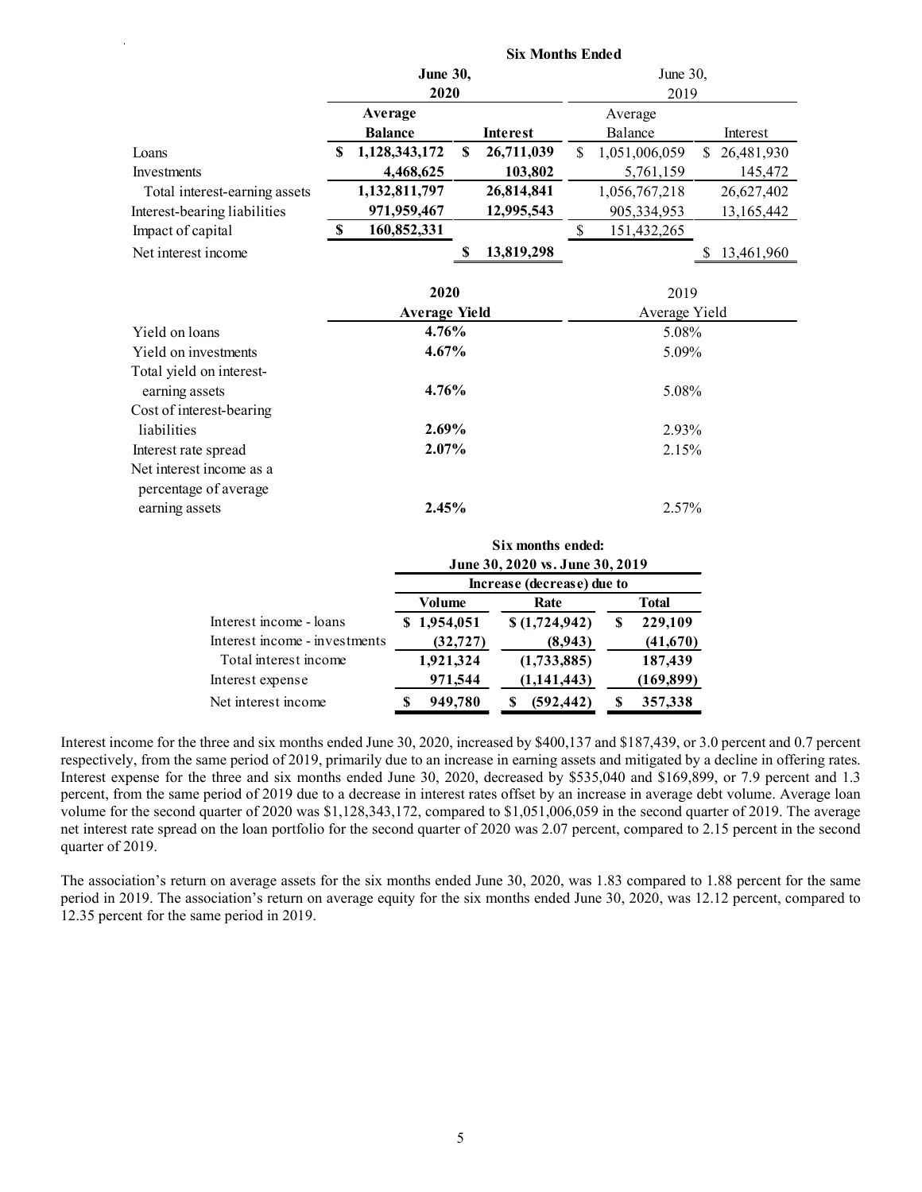| | Six Months Ended | | | |
|---|---|---|---|---|
| | **June 30, 2020** | | June 30, 2019 | |
| | **Average Balance** | **Interest** | Average Balance | Interest |
| Loans | **$ 1,128,343,172** | **$ 26,711,039** | $ 1,051,006,059 | $ 26,481,930 |
| Investments | **4,468,625** | **103,802** | 5,761,159 | 145,472 |
| Total interest-earning assets | **1,132,811,797** | **26,814,841** | 1,056,767,218 | 26,627,402 |
| Interest-bearing liabilities | **971,959,467** | **12,995,543** | 905,334,953 | 13,165,442 |
| Impact of capital | **$ 160,852,331** | | $ 151,432,265 | |
| Net interest income | | **$ 13,819,298** | | $ 13,461,960 |

| | **2020 Average Yield** | 2019 Average Yield |
|---|---|---|
| Yield on loans | **4.76%** | 5.08% |
| Yield on investments | **4.67%** | 5.09% |
| Total yield on interest-earning assets | **4.76%** | 5.08% |
| Cost of interest-bearing liabilities | **2.69%** | 2.93% |
| Interest rate spread | **2.07%** | 2.15% |
| Net interest income as a percentage of average earning assets | **2.45%** | 2.57% |

| | **Six months ended: June 30, 2020 vs. June 30, 2019** | | |
|---|---|---|---|
| | **Increase (decrease) due to** | | |
| | **Volume** | **Rate** | **Total** |
| Interest income - loans | **$ 1,954,051** | **$ (1,724,942)** | **$ 229,109** |
| Interest income - investments | **(32,727)** | **(8,943)** | **(41,670)** |
| Total interest income | **1,921,324** | **(1,733,885)** | **187,439** |
| Interest expense | **971,544** | **(1,141,443)** | **(169,899)** |
| Net interest income | **$ 949,780** | **$ (592,442)** | **$ 357,338** |

Interest income for the three and six months ended June 30, 2020, increased by $400,137 and $187,439, or 3.0 percent and 0.7 percent respectively, from the same period of 2019, primarily due to an increase in earning assets and mitigated by a decline in offering rates. Interest expense for the three and six months ended June 30, 2020, decreased by $535,040 and $169,899, or 7.9 percent and 1.3 percent, from the same period of 2019 due to a decrease in interest rates offset by an increase in average debt volume. Average loan volume for the second quarter of 2020 was $1,128,343,172, compared to $1,051,006,059 in the second quarter of 2019. The average net interest rate spread on the loan portfolio for the second quarter of 2020 was 2.07 percent, compared to 2.15 percent in the second quarter of 2019.

The association's return on average assets for the six months ended June 30, 2020, was 1.83 compared to 1.88 percent for the same period in 2019. The association's return on average equity for the six months ended June 30, 2020, was 12.12 percent, compared to 12.35 percent for the same period in 2019.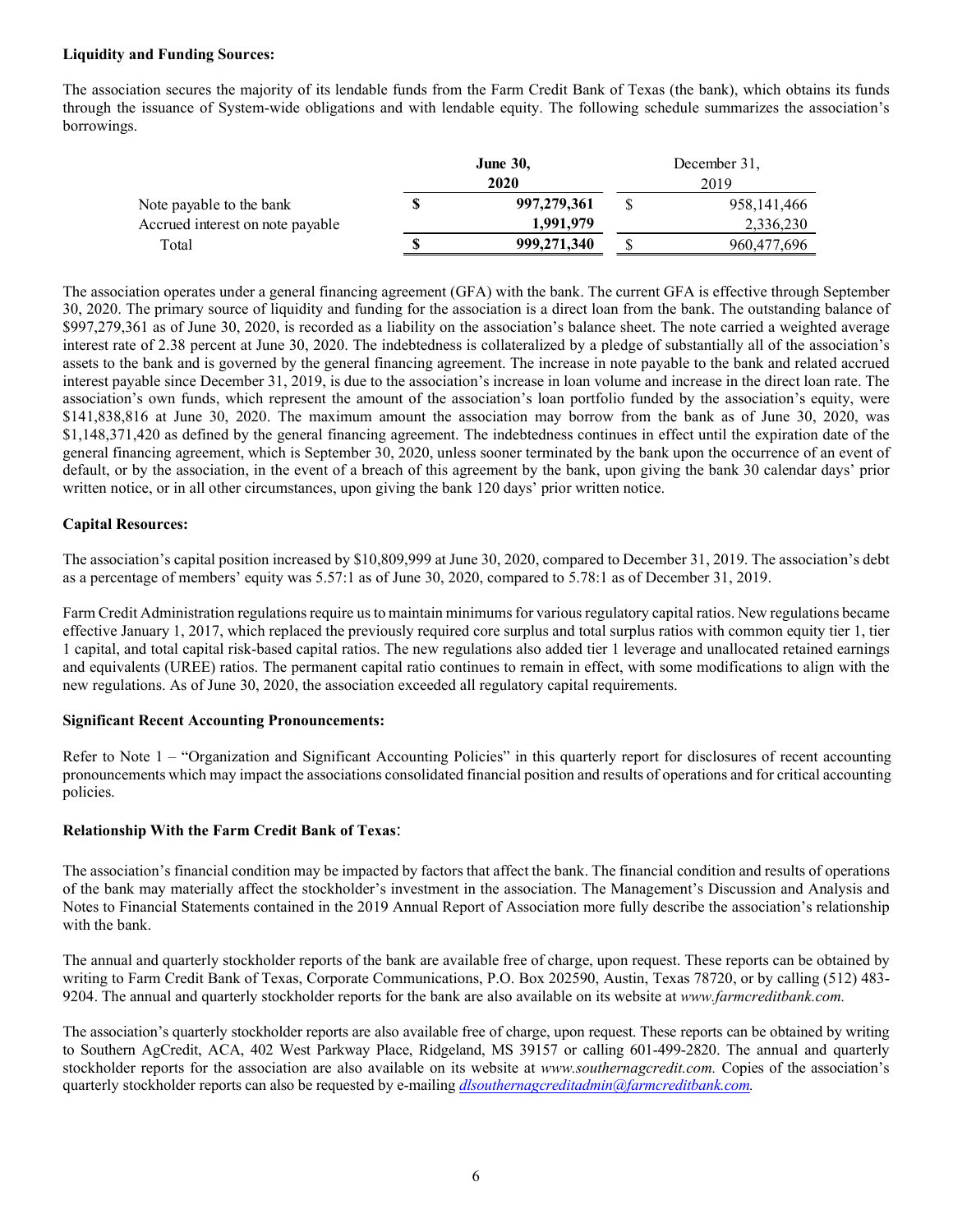**Liquidity and Funding Sources:**

The association secures the majority of its lendable funds from the Farm Credit Bank of Texas (the bank), which obtains its funds through the issuance of System-wide obligations and with lendable equity. The following schedule summarizes the association's borrowings.

| | **June 30, 2020** | December 31, 2019 |
|---|---|---|
| Note payable to the bank | **$ 997,279,361** | $ 958,141,466 |
| Accrued interest on note payable | **1,991,979** | 2,336,230 |
| Total | **$ 999,271,340** | $ 960,477,696 |

The association operates under a general financing agreement (GFA) with the bank. The current GFA is effective through September 30, 2020. The primary source of liquidity and funding for the association is a direct loan from the bank. The outstanding balance of $997,279,361 as of June 30, 2020, is recorded as a liability on the association's balance sheet. The note carried a weighted average interest rate of 2.38 percent at June 30, 2020. The indebtedness is collateralized by a pledge of substantially all of the association's assets to the bank and is governed by the general financing agreement. The increase in note payable to the bank and related accrued interest payable since December 31, 2019, is due to the association's increase in loan volume and increase in the direct loan rate. The association's own funds, which represent the amount of the association's loan portfolio funded by the association's equity, were $141,838,816 at June 30, 2020. The maximum amount the association may borrow from the bank as of June 30, 2020, was $1,148,371,420 as defined by the general financing agreement. The indebtedness continues in effect until the expiration date of the general financing agreement, which is September 30, 2020, unless sooner terminated by the bank upon the occurrence of an event of default, or by the association, in the event of a breach of this agreement by the bank, upon giving the bank 30 calendar days' prior written notice, or in all other circumstances, upon giving the bank 120 days' prior written notice.

**Capital Resources:**

The association's capital position increased by $10,809,999 at June 30, 2020, compared to December 31, 2019. The association's debt as a percentage of members' equity was 5.57:1 as of June 30, 2020, compared to 5.78:1 as of December 31, 2019.

Farm Credit Administration regulations require us to maintain minimums for various regulatory capital ratios. New regulations became effective January 1, 2017, which replaced the previously required core surplus and total surplus ratios with common equity tier 1, tier 1 capital, and total capital risk-based capital ratios. The new regulations also added tier 1 leverage and unallocated retained earnings and equivalents (UREE) ratios. The permanent capital ratio continues to remain in effect, with some modifications to align with the new regulations. As of June 30, 2020, the association exceeded all regulatory capital requirements.

**Significant Recent Accounting Pronouncements:**

Refer to Note 1 – "Organization and Significant Accounting Policies" in this quarterly report for disclosures of recent accounting pronouncements which may impact the associations consolidated financial position and results of operations and for critical accounting policies.

**Relationship With the Farm Credit Bank of Texas**:

The association's financial condition may be impacted by factors that affect the bank. The financial condition and results of operations of the bank may materially affect the stockholder's investment in the association. The Management's Discussion and Analysis and Notes to Financial Statements contained in the 2019 Annual Report of Association more fully describe the association's relationship with the bank.

The annual and quarterly stockholder reports of the bank are available free of charge, upon request. These reports can be obtained by writing to Farm Credit Bank of Texas, Corporate Communications, P.O. Box 202590, Austin, Texas 78720, or by calling (512) 483-9204. The annual and quarterly stockholder reports for the bank are also available on its website at *www.farmcreditbank.com.*

The association's quarterly stockholder reports are also available free of charge, upon request. These reports can be obtained by writing to Southern AgCredit, ACA, 402 West Parkway Place, Ridgeland, MS 39157 or calling 601-499-2820. The annual and quarterly stockholder reports for the association are also available on its website at *www.southernagcredit.com.* Copies of the association's quarterly stockholder reports can also be requested by e-mailing *dlsouthernagcreditadmin@farmcreditbank.com.*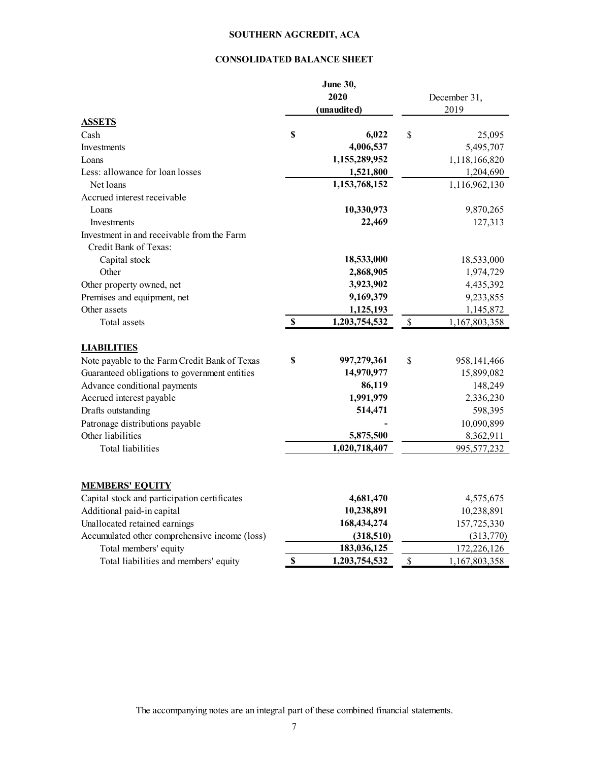**SOUTHERN AGCREDIT, ACA**

**CONSOLIDATED BALANCE SHEET**

| | June 30, 2020 (unaudited) | December 31, 2019 |
|---|---|---|
| **ASSETS** | | |
| Cash | $ 6,022 | $ 25,095 |
| Investments | 4,006,537 | 5,495,707 |
| Loans | 1,155,289,952 | 1,118,166,820 |
| Less: allowance for loan losses | 1,521,800 | 1,204,690 |
| Net loans | 1,153,768,152 | 1,116,962,130 |
| Accrued interest receivable | | |
| Loans | 10,330,973 | 9,870,265 |
| Investments | 22,469 | 127,313 |
| Investment in and receivable from the Farm Credit Bank of Texas: | | |
| Capital stock | 18,533,000 | 18,533,000 |
| Other | 2,868,905 | 1,974,729 |
| Other property owned, net | 3,923,902 | 4,435,392 |
| Premises and equipment, net | 9,169,379 | 9,233,855 |
| Other assets | 1,125,193 | 1,145,872 |
| Total assets | $ 1,203,754,532 | $ 1,167,803,358 |
| **LIABILITIES** | | |
| Note payable to the Farm Credit Bank of Texas | $ 997,279,361 | $ 958,141,466 |
| Guaranteed obligations to government entities | 14,970,977 | 15,899,082 |
| Advance conditional payments | 86,119 | 148,249 |
| Accrued interest payable | 1,991,979 | 2,336,230 |
| Drafts outstanding | 514,471 | 598,395 |
| Patronage distributions payable | - | 10,090,899 |
| Other liabilities | 5,875,500 | 8,362,911 |
| Total liabilities | 1,020,718,407 | 995,577,232 |
| **MEMBERS' EQUITY** | | |
| Capital stock and participation certificates | 4,681,470 | 4,575,675 |
| Additional paid-in capital | 10,238,891 | 10,238,891 |
| Unallocated retained earnings | 168,434,274 | 157,725,330 |
| Accumulated other comprehensive income (loss) | (318,510) | (313,770) |
| Total members' equity | 183,036,125 | 172,226,126 |
| Total liabilities and members' equity | $ 1,203,754,532 | $ 1,167,803,358 |

The accompanying notes are an integral part of these combined financial statements.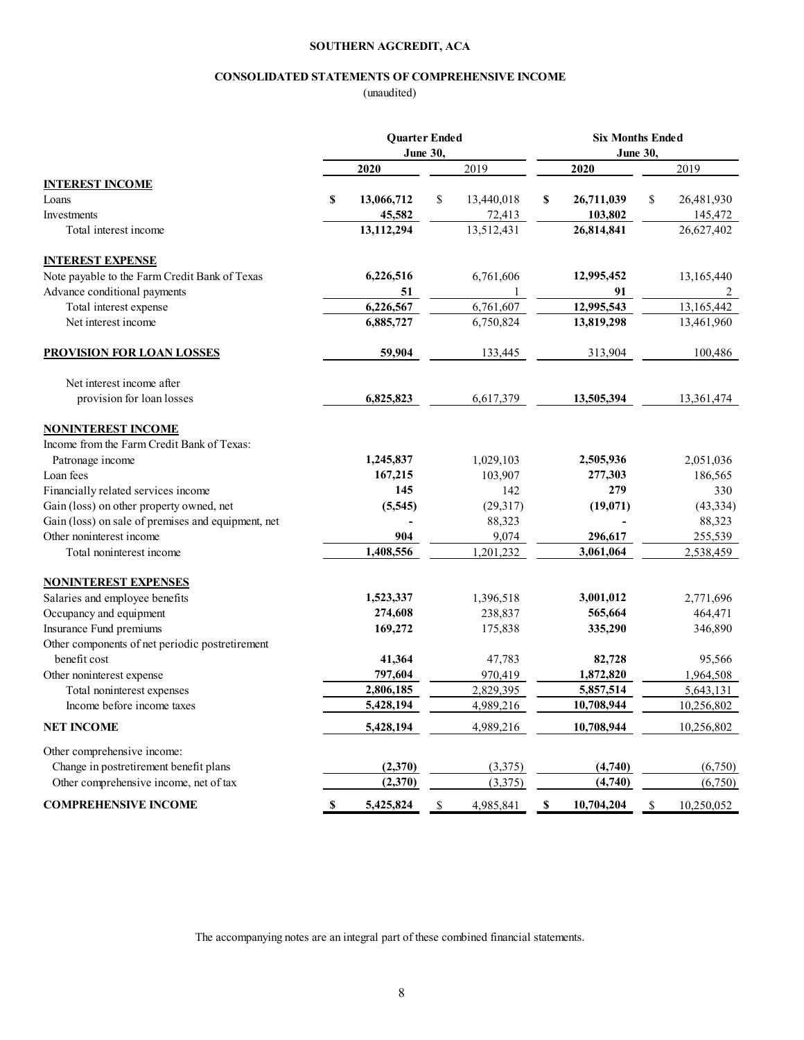**SOUTHERN AGCREDIT, ACA**

**CONSOLIDATED STATEMENTS OF COMPREHENSIVE INCOME**

(unaudited)

| | Quarter Ended June 30, | | Six Months Ended June 30, | |
|---|---|---|---|---|
| | **2020** | 2019 | **2020** | 2019 |
| **INTEREST INCOME** | | | | |
| Loans | **$ 13,066,712** | $ 13,440,018 | **$ 26,711,039** | $ 26,481,930 |
| Investments | **45,582** | 72,413 | **103,802** | 145,472 |
| Total interest income | **13,112,294** | 13,512,431 | **26,814,841** | 26,627,402 |
| **INTEREST EXPENSE** | | | | |
| Note payable to the Farm Credit Bank of Texas | **6,226,516** | 6,761,606 | **12,995,452** | 13,165,440 |
| Advance conditional payments | **51** | 1 | **91** | 2 |
| Total interest expense | **6,226,567** | 6,761,607 | **12,995,543** | 13,165,442 |
| Net interest income | **6,885,727** | 6,750,824 | **13,819,298** | 13,461,960 |
| **PROVISION FOR LOAN LOSSES** | **59,904** | 133,445 | 313,904 | 100,486 |
| Net interest income after provision for loan losses | **6,825,823** | 6,617,379 | **13,505,394** | 13,361,474 |
| **NONINTEREST INCOME** | | | | |
| Income from the Farm Credit Bank of Texas: | | | | |
| Patronage income | **1,245,837** | 1,029,103 | **2,505,936** | 2,051,036 |
| Loan fees | **167,215** | 103,907 | **277,303** | 186,565 |
| Financially related services income | **145** | 142 | **279** | 330 |
| Gain (loss) on other property owned, net | **(5,545)** | (29,317) | **(19,071)** | (43,334) |
| Gain (loss) on sale of premises and equipment, net | **-** | 88,323 | **-** | 88,323 |
| Other noninterest income | **904** | 9,074 | **296,617** | 255,539 |
| Total noninterest income | **1,408,556** | 1,201,232 | **3,061,064** | 2,538,459 |
| **NONINTEREST EXPENSES** | | | | |
| Salaries and employee benefits | **1,523,337** | 1,396,518 | **3,001,012** | 2,771,696 |
| Occupancy and equipment | **274,608** | 238,837 | **565,664** | 464,471 |
| Insurance Fund premiums | **169,272** | 175,838 | **335,290** | 346,890 |
| Other components of net periodic postretirement benefit cost | **41,364** | 47,783 | **82,728** | 95,566 |
| Other noninterest expense | **797,604** | 970,419 | **1,872,820** | 1,964,508 |
| Total noninterest expenses | **2,806,185** | 2,829,395 | **5,857,514** | 5,643,131 |
| Income before income taxes | **5,428,194** | 4,989,216 | **10,708,944** | 10,256,802 |
| **NET INCOME** | **5,428,194** | 4,989,216 | **10,708,944** | 10,256,802 |
| Other comprehensive income: | | | | |
| Change in postretirement benefit plans | **(2,370)** | (3,375) | **(4,740)** | (6,750) |
| Other comprehensive income, net of tax | **(2,370)** | (3,375) | **(4,740)** | (6,750) |
| **COMPREHENSIVE INCOME** | **$ 5,425,824** | $ 4,985,841 | **$ 10,704,204** | $ 10,250,052 |

The accompanying notes are an integral part of these combined financial statements.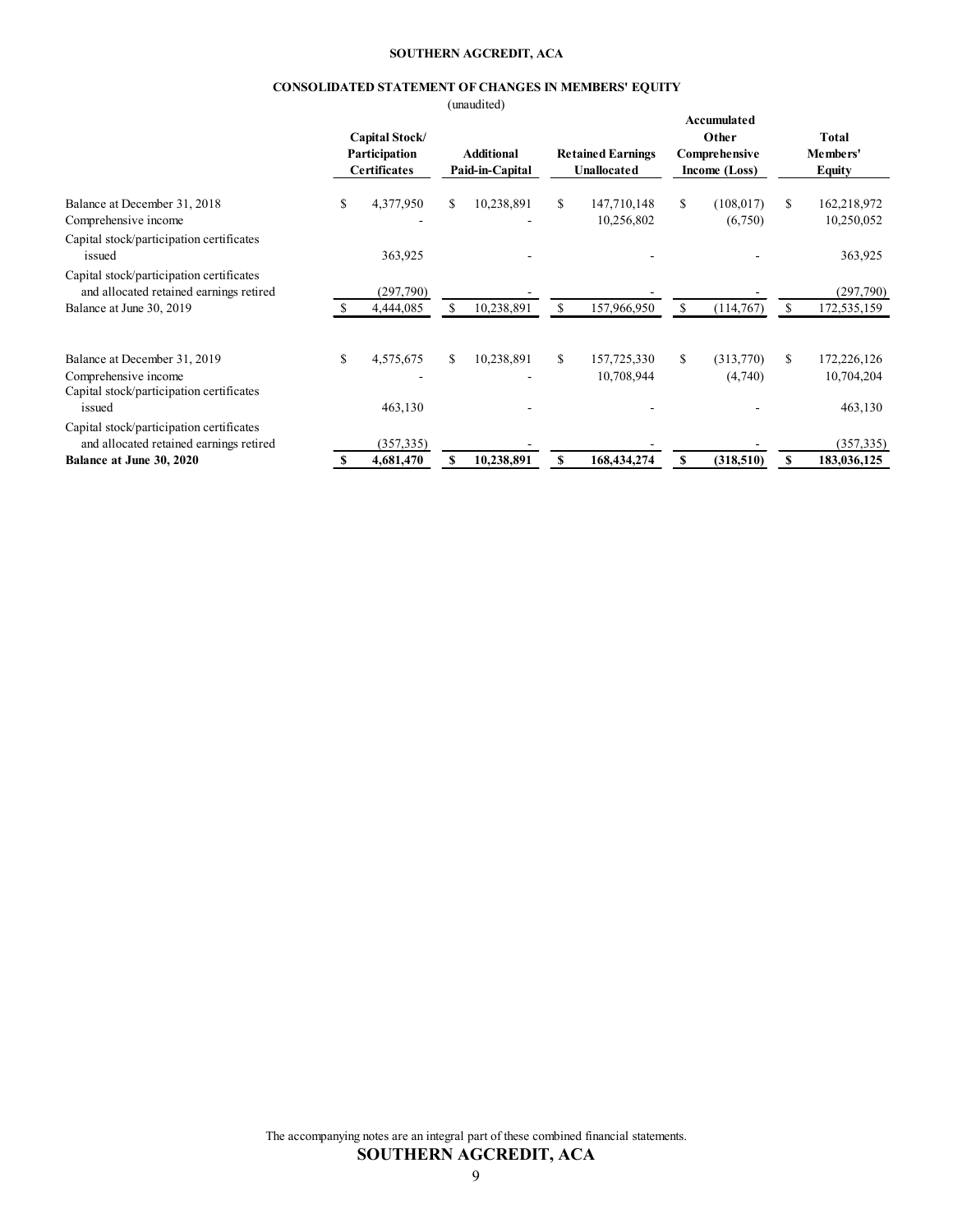**SOUTHERN AGCREDIT, ACA**

**CONSOLIDATED STATEMENT OF CHANGES IN MEMBERS' EQUITY**

(unaudited)

| | Capital Stock/ Participation Certificates | Additional Paid-in-Capital | Retained Earnings Unallocated | Accumulated Other Comprehensive Income (Loss) | Total Members' Equity |
|---|---|---|---|---|---|
| Balance at December 31, 2018 | $ 4,377,950 | $ 10,238,891 | $ 147,710,148 | $ (108,017) | $ 162,218,972 |
| Comprehensive income | - | - | 10,256,802 | (6,750) | 10,250,052 |
| Capital stock/participation certificates issued | 363,925 | - | - | - | 363,925 |
| Capital stock/participation certificates and allocated retained earnings retired | (297,790) | - | - | - | (297,790) |
| Balance at June 30, 2019 | $ 4,444,085 | $ 10,238,891 | $ 157,966,950 | $ (114,767) | $ 172,535,159 |
| | | | | | |
| Balance at December 31, 2019 | $ 4,575,675 | $ 10,238,891 | $ 157,725,330 | $ (313,770) | $ 172,226,126 |
| Comprehensive income | - | - | 10,708,944 | (4,740) | 10,704,204 |
| Capital stock/participation certificates issued | 463,130 | - | - | - | 463,130 |
| Capital stock/participation certificates and allocated retained earnings retired | (357,335) | - | - | - | (357,335) |
| **Balance at June 30, 2020** | **$ 4,681,470** | **$ 10,238,891** | **$ 168,434,274** | **$ (318,510)** | **$ 183,036,125** |

The accompanying notes are an integral part of these combined financial statements.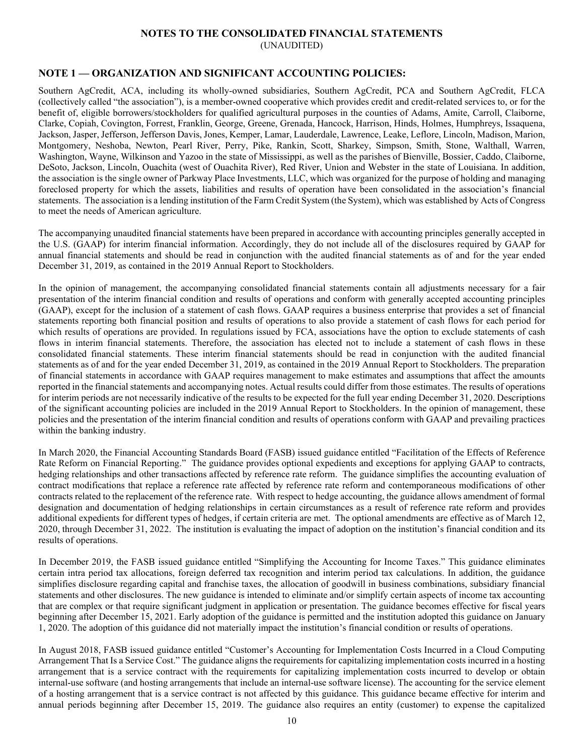# NOTES TO THE CONSOLIDATED FINANCIAL STATEMENTS

(UNAUDITED)

## NOTE 1 — ORGANIZATION AND SIGNIFICANT ACCOUNTING POLICIES:

Southern AgCredit, ACA, including its wholly-owned subsidiaries, Southern AgCredit, PCA and Southern AgCredit, FLCA (collectively called "the association"), is a member-owned cooperative which provides credit and credit-related services to, or for the benefit of, eligible borrowers/stockholders for qualified agricultural purposes in the counties of Adams, Amite, Carroll, Claiborne, Clarke, Copiah, Covington, Forrest, Franklin, George, Greene, Grenada, Hancock, Harrison, Hinds, Holmes, Humphreys, Issaquena, Jackson, Jasper, Jefferson, Jefferson Davis, Jones, Kemper, Lamar, Lauderdale, Lawrence, Leake, Leflore, Lincoln, Madison, Marion, Montgomery, Neshoba, Newton, Pearl River, Perry, Pike, Rankin, Scott, Sharkey, Simpson, Smith, Stone, Walthall, Warren, Washington, Wayne, Wilkinson and Yazoo in the state of Mississippi, as well as the parishes of Bienville, Bossier, Caddo, Claiborne, DeSoto, Jackson, Lincoln, Ouachita (west of Ouachita River), Red River, Union and Webster in the state of Louisiana. In addition, the association is the single owner of Parkway Place Investments, LLC, which was organized for the purpose of holding and managing foreclosed property for which the assets, liabilities and results of operation have been consolidated in the association's financial statements. The association is a lending institution of the Farm Credit System (the System), which was established by Acts of Congress to meet the needs of American agriculture.

The accompanying unaudited financial statements have been prepared in accordance with accounting principles generally accepted in the U.S. (GAAP) for interim financial information. Accordingly, they do not include all of the disclosures required by GAAP for annual financial statements and should be read in conjunction with the audited financial statements as of and for the year ended December 31, 2019, as contained in the 2019 Annual Report to Stockholders.

In the opinion of management, the accompanying consolidated financial statements contain all adjustments necessary for a fair presentation of the interim financial condition and results of operations and conform with generally accepted accounting principles (GAAP), except for the inclusion of a statement of cash flows. GAAP requires a business enterprise that provides a set of financial statements reporting both financial position and results of operations to also provide a statement of cash flows for each period for which results of operations are provided. In regulations issued by FCA, associations have the option to exclude statements of cash flows in interim financial statements. Therefore, the association has elected not to include a statement of cash flows in these consolidated financial statements. These interim financial statements should be read in conjunction with the audited financial statements as of and for the year ended December 31, 2019, as contained in the 2019 Annual Report to Stockholders. The preparation of financial statements in accordance with GAAP requires management to make estimates and assumptions that affect the amounts reported in the financial statements and accompanying notes. Actual results could differ from those estimates. The results of operations for interim periods are not necessarily indicative of the results to be expected for the full year ending December 31, 2020. Descriptions of the significant accounting policies are included in the 2019 Annual Report to Stockholders. In the opinion of management, these policies and the presentation of the interim financial condition and results of operations conform with GAAP and prevailing practices within the banking industry.

In March 2020, the Financial Accounting Standards Board (FASB) issued guidance entitled "Facilitation of the Effects of Reference Rate Reform on Financial Reporting." The guidance provides optional expedients and exceptions for applying GAAP to contracts, hedging relationships and other transactions affected by reference rate reform. The guidance simplifies the accounting evaluation of contract modifications that replace a reference rate affected by reference rate reform and contemporaneous modifications of other contracts related to the replacement of the reference rate. With respect to hedge accounting, the guidance allows amendment of formal designation and documentation of hedging relationships in certain circumstances as a result of reference rate reform and provides additional expedients for different types of hedges, if certain criteria are met. The optional amendments are effective as of March 12, 2020, through December 31, 2022. The institution is evaluating the impact of adoption on the institution's financial condition and its results of operations.

In December 2019, the FASB issued guidance entitled "Simplifying the Accounting for Income Taxes." This guidance eliminates certain intra period tax allocations, foreign deferred tax recognition and interim period tax calculations. In addition, the guidance simplifies disclosure regarding capital and franchise taxes, the allocation of goodwill in business combinations, subsidiary financial statements and other disclosures. The new guidance is intended to eliminate and/or simplify certain aspects of income tax accounting that are complex or that require significant judgment in application or presentation. The guidance becomes effective for fiscal years beginning after December 15, 2021. Early adoption of the guidance is permitted and the institution adopted this guidance on January 1, 2020. The adoption of this guidance did not materially impact the institution's financial condition or results of operations.

In August 2018, FASB issued guidance entitled "Customer's Accounting for Implementation Costs Incurred in a Cloud Computing Arrangement That Is a Service Cost." The guidance aligns the requirements for capitalizing implementation costs incurred in a hosting arrangement that is a service contract with the requirements for capitalizing implementation costs incurred to develop or obtain internal-use software (and hosting arrangements that include an internal-use software license). The accounting for the service element of a hosting arrangement that is a service contract is not affected by this guidance. This guidance became effective for interim and annual periods beginning after December 15, 2019. The guidance also requires an entity (customer) to expense the capitalized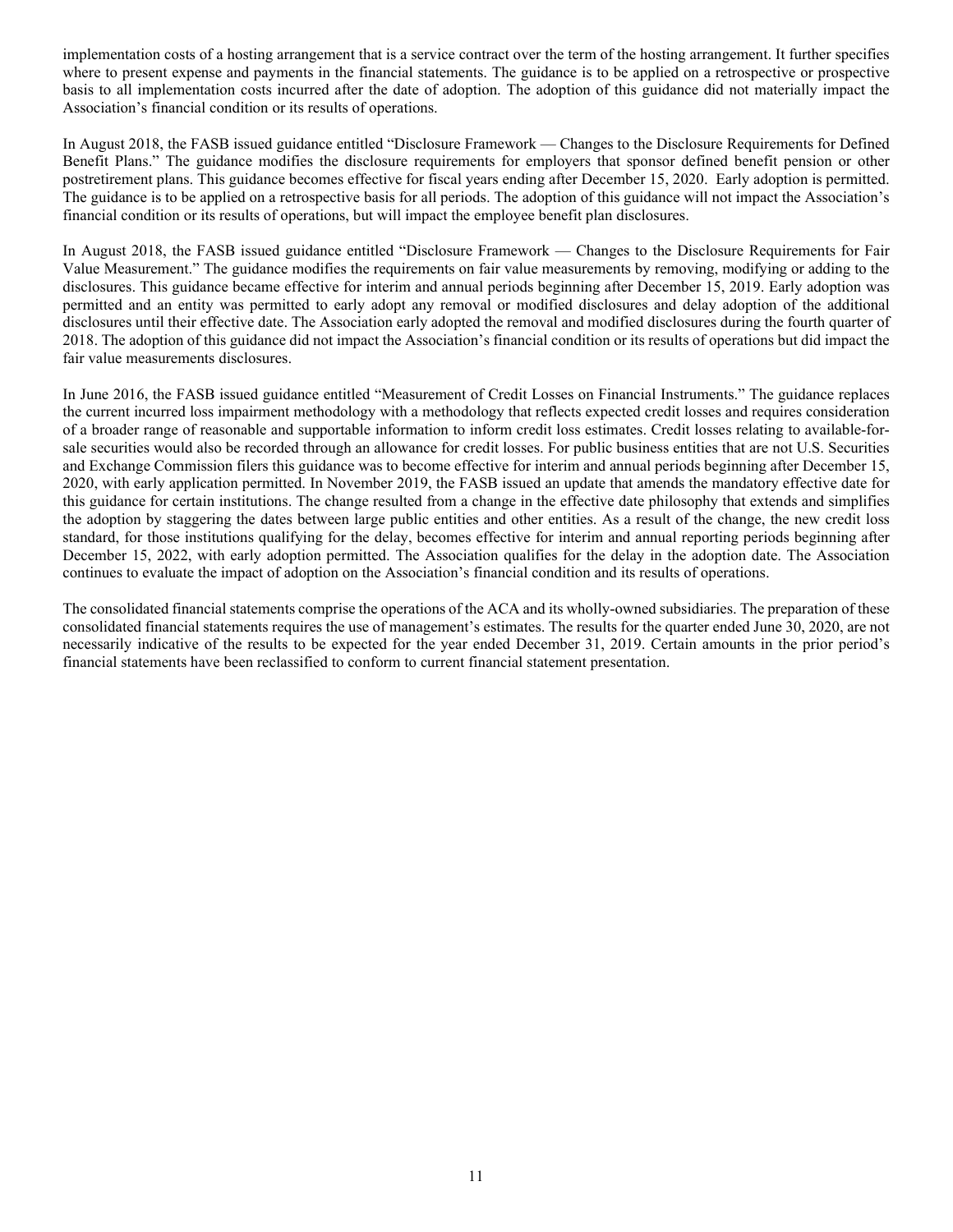implementation costs of a hosting arrangement that is a service contract over the term of the hosting arrangement. It further specifies where to present expense and payments in the financial statements. The guidance is to be applied on a retrospective or prospective basis to all implementation costs incurred after the date of adoption. The adoption of this guidance did not materially impact the Association's financial condition or its results of operations.

In August 2018, the FASB issued guidance entitled "Disclosure Framework — Changes to the Disclosure Requirements for Defined Benefit Plans." The guidance modifies the disclosure requirements for employers that sponsor defined benefit pension or other postretirement plans. This guidance becomes effective for fiscal years ending after December 15, 2020. Early adoption is permitted. The guidance is to be applied on a retrospective basis for all periods. The adoption of this guidance will not impact the Association's financial condition or its results of operations, but will impact the employee benefit plan disclosures.

In August 2018, the FASB issued guidance entitled "Disclosure Framework — Changes to the Disclosure Requirements for Fair Value Measurement." The guidance modifies the requirements on fair value measurements by removing, modifying or adding to the disclosures. This guidance became effective for interim and annual periods beginning after December 15, 2019. Early adoption was permitted and an entity was permitted to early adopt any removal or modified disclosures and delay adoption of the additional disclosures until their effective date. The Association early adopted the removal and modified disclosures during the fourth quarter of 2018. The adoption of this guidance did not impact the Association's financial condition or its results of operations but did impact the fair value measurements disclosures.

In June 2016, the FASB issued guidance entitled "Measurement of Credit Losses on Financial Instruments." The guidance replaces the current incurred loss impairment methodology with a methodology that reflects expected credit losses and requires consideration of a broader range of reasonable and supportable information to inform credit loss estimates. Credit losses relating to available-for-sale securities would also be recorded through an allowance for credit losses. For public business entities that are not U.S. Securities and Exchange Commission filers this guidance was to become effective for interim and annual periods beginning after December 15, 2020, with early application permitted. In November 2019, the FASB issued an update that amends the mandatory effective date for this guidance for certain institutions. The change resulted from a change in the effective date philosophy that extends and simplifies the adoption by staggering the dates between large public entities and other entities. As a result of the change, the new credit loss standard, for those institutions qualifying for the delay, becomes effective for interim and annual reporting periods beginning after December 15, 2022, with early adoption permitted. The Association qualifies for the delay in the adoption date. The Association continues to evaluate the impact of adoption on the Association's financial condition and its results of operations.

The consolidated financial statements comprise the operations of the ACA and its wholly-owned subsidiaries. The preparation of these consolidated financial statements requires the use of management's estimates. The results for the quarter ended June 30, 2020, are not necessarily indicative of the results to be expected for the year ended December 31, 2019. Certain amounts in the prior period's financial statements have been reclassified to conform to current financial statement presentation.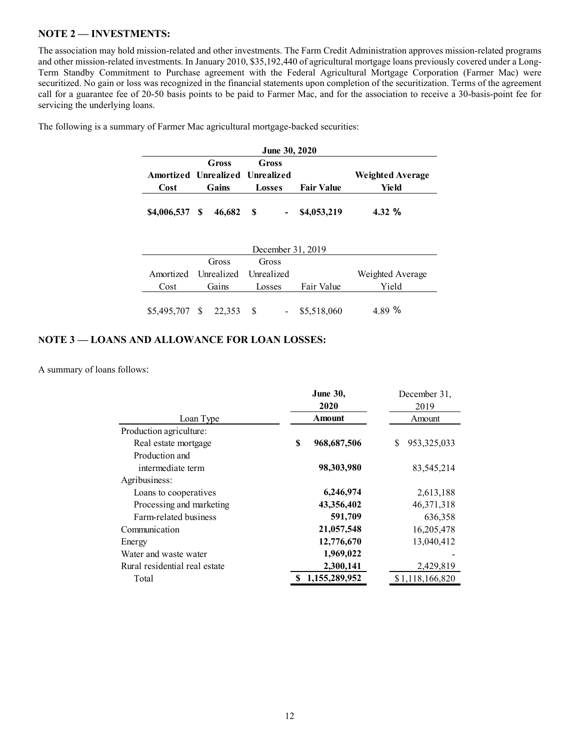## NOTE 2 — INVESTMENTS:

The association may hold mission-related and other investments. The Farm Credit Administration approves mission-related programs and other mission-related investments. In January 2010, $35,192,440 of agricultural mortgage loans previously covered under a Long-Term Standby Commitment to Purchase agreement with the Federal Agricultural Mortgage Corporation (Farmer Mac) were securitized. No gain or loss was recognized in the financial statements upon completion of the securitization. Terms of the agreement call for a guarantee fee of 20-50 basis points to be paid to Farmer Mac, and for the association to receive a 30-basis-point fee for servicing the underlying loans.

The following is a summary of Farmer Mac agricultural mortgage-backed securities:

| **June 30, 2020** | | | | |
|---|---|---|---|---|
| **Amortized Cost** | **Gross Unrealized Gains** | **Gross Unrealized Losses** | **Fair Value** | **Weighted Average Yield** |
| **$4,006,537** | **$ 46,682** | **$ -** | **$4,053,219** | **4.32 %** |

| December 31, 2019 | | | | |
|---|---|---|---|---|
| Amortized Cost | Gross Unrealized Gains | Gross Unrealized Losses | Fair Value | Weighted Average Yield |
| $5,495,707 | $ 22,353 | $ - | $5,518,060 | 4.89 % |

## NOTE 3 — LOANS AND ALLOWANCE FOR LOAN LOSSES:

A summary of loans follows:

| Loan Type | **June 30, 2020 Amount** | December 31, 2019 Amount |
|---|---|---|
| Production agriculture: | | |
| Real estate mortgage | **$ 968,687,506** | $ 953,325,033 |
| Production and intermediate term | **98,303,980** | 83,545,214 |
| Agribusiness: | | |
| Loans to cooperatives | **6,246,974** | 2,613,188 |
| Processing and marketing | **43,356,402** | 46,371,318 |
| Farm-related business | **591,709** | 636,358 |
| Communication | **21,057,548** | 16,205,478 |
| Energy | **12,776,670** | 13,040,412 |
| Water and waste water | **1,969,022** | - |
| Rural residential real estate | **2,300,141** | 2,429,819 |
| Total | **$ 1,155,289,952** | $ 1,118,166,820 |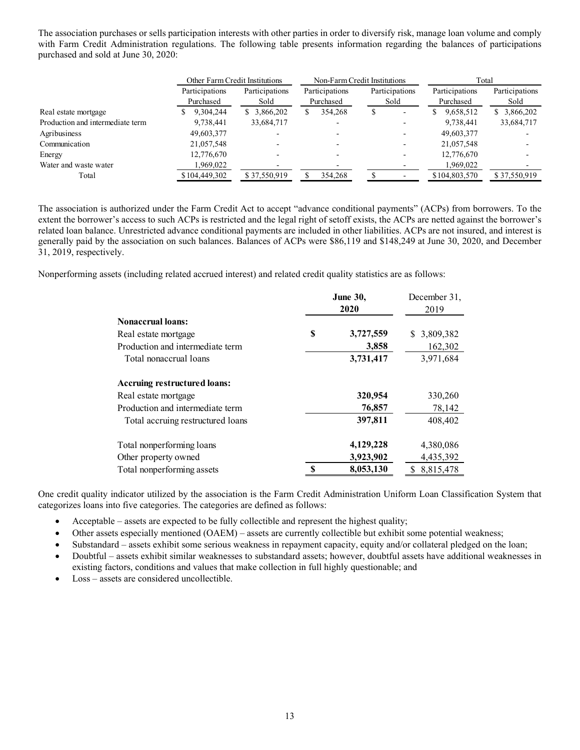The association purchases or sells participation interests with other parties in order to diversify risk, manage loan volume and comply with Farm Credit Administration regulations. The following table presents information regarding the balances of participations purchased and sold at June 30, 2020:

| | Other Farm Credit Institutions | | Non-Farm Credit Institutions | | Total | |
|---|---|---|---|---|---|---|
| | Participations Purchased | Participations Sold | Participations Purchased | Participations Sold | Participations Purchased | Participations Sold |
| Real estate mortgage | $ 9,304,244 | $ 3,866,202 | $ 354,268 | $ - | $ 9,658,512 | $ 3,866,202 |
| Production and intermediate term | 9,738,441 | 33,684,717 | - | - | 9,738,441 | 33,684,717 |
| Agribusiness | 49,603,377 | - | - | - | 49,603,377 | - |
| Communication | 21,057,548 | - | - | - | 21,057,548 | - |
| Energy | 12,776,670 | - | - | - | 12,776,670 | - |
| Water and waste water | 1,969,022 | - | - | - | 1,969,022 | - |
| Total | $ 104,449,302 | $ 37,550,919 | $ 354,268 | $ - | $ 104,803,570 | $ 37,550,919 |

The association is authorized under the Farm Credit Act to accept "advance conditional payments" (ACPs) from borrowers. To the extent the borrower's access to such ACPs is restricted and the legal right of setoff exists, the ACPs are netted against the borrower's related loan balance. Unrestricted advance conditional payments are included in other liabilities. ACPs are not insured, and interest is generally paid by the association on such balances. Balances of ACPs were $86,119 and $148,249 at June 30, 2020, and December 31, 2019, respectively.

Nonperforming assets (including related accrued interest) and related credit quality statistics are as follows:

| | **June 30, 2020** | December 31, 2019 |
|---|---|---|
| **Nonaccrual loans:** | | |
| Real estate mortgage | **$ 3,727,559** | $ 3,809,382 |
| Production and intermediate term | **3,858** | 162,302 |
| Total nonaccrual loans | **3,731,417** | 3,971,684 |
| **Accruing restructured loans:** | | |
| Real estate mortgage | **320,954** | 330,260 |
| Production and intermediate term | **76,857** | 78,142 |
| Total accruing restructured loans | **397,811** | 408,402 |
| Total nonperforming loans | **4,129,228** | 4,380,086 |
| Other property owned | **3,923,902** | 4,435,392 |
| Total nonperforming assets | **$ 8,053,130** | $ 8,815,478 |

One credit quality indicator utilized by the association is the Farm Credit Administration Uniform Loan Classification System that categorizes loans into five categories. The categories are defined as follows:

- Acceptable – assets are expected to be fully collectible and represent the highest quality;
- Other assets especially mentioned (OAEM) – assets are currently collectible but exhibit some potential weakness;
- Substandard – assets exhibit some serious weakness in repayment capacity, equity and/or collateral pledged on the loan;
- Doubtful – assets exhibit similar weaknesses to substandard assets; however, doubtful assets have additional weaknesses in existing factors, conditions and values that make collection in full highly questionable; and
- Loss – assets are considered uncollectible.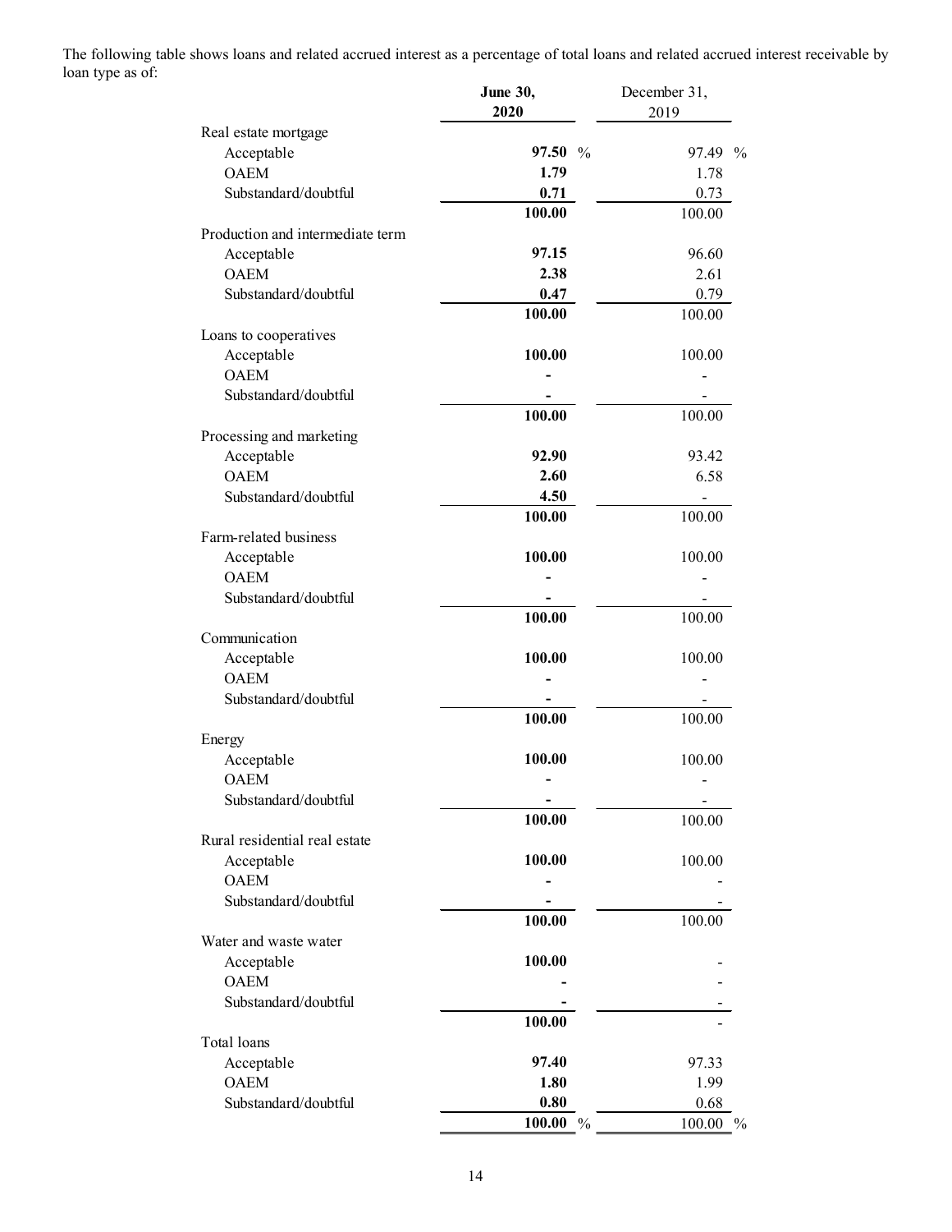The following table shows loans and related accrued interest as a percentage of total loans and related accrued interest receivable by loan type as of:

| | **June 30, 2020** | December 31, 2019 |
|---|---|---|
| Real estate mortgage | | |
| Acceptable | **97.50** % | 97.49 % |
| OAEM | **1.79** | 1.78 |
| Substandard/doubtful | **0.71** | 0.73 |
| | **100.00** | 100.00 |
| Production and intermediate term | | |
| Acceptable | **97.15** | 96.60 |
| OAEM | **2.38** | 2.61 |
| Substandard/doubtful | **0.47** | 0.79 |
| | **100.00** | 100.00 |
| Loans to cooperatives | | |
| Acceptable | **100.00** | 100.00 |
| OAEM | **-** | - |
| Substandard/doubtful | **-** | - |
| | **100.00** | 100.00 |
| Processing and marketing | | |
| Acceptable | **92.90** | 93.42 |
| OAEM | **2.60** | 6.58 |
| Substandard/doubtful | **4.50** | - |
| | **100.00** | 100.00 |
| Farm-related business | | |
| Acceptable | **100.00** | 100.00 |
| OAEM | **-** | - |
| Substandard/doubtful | **-** | - |
| | **100.00** | 100.00 |
| Communication | | |
| Acceptable | **100.00** | 100.00 |
| OAEM | **-** | - |
| Substandard/doubtful | **-** | - |
| | **100.00** | 100.00 |
| Energy | | |
| Acceptable | **100.00** | 100.00 |
| OAEM | **-** | - |
| Substandard/doubtful | **-** | - |
| | **100.00** | 100.00 |
| Rural residential real estate | | |
| Acceptable | **100.00** | 100.00 |
| OAEM | **-** | - |
| Substandard/doubtful | **-** | - |
| | **100.00** | 100.00 |
| Water and waste water | | |
| Acceptable | **100.00** | - |
| OAEM | **-** | - |
| Substandard/doubtful | **-** | - |
| | **100.00** | - |
| Total loans | | |
| Acceptable | **97.40** | 97.33 |
| OAEM | **1.80** | 1.99 |
| Substandard/doubtful | **0.80** | 0.68 |
| | **100.00** % | 100.00 % |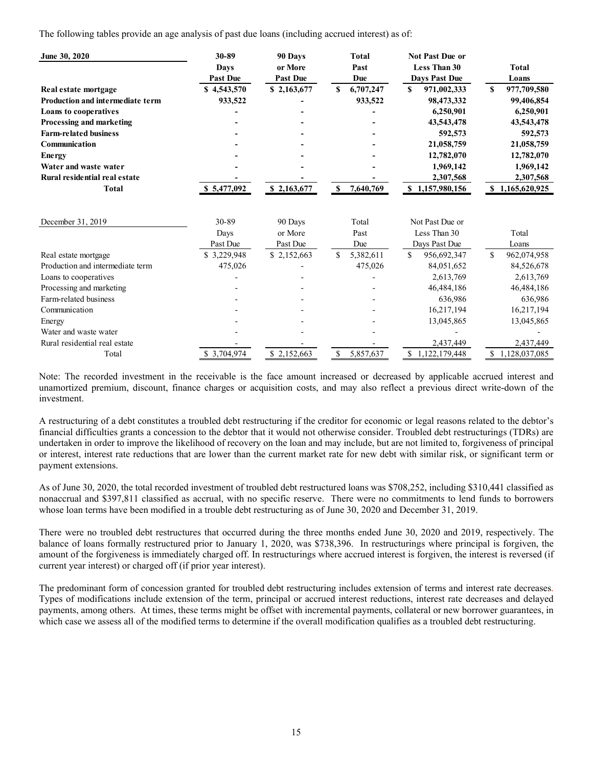The following tables provide an age analysis of past due loans (including accrued interest) as of:

| **June 30, 2020** | **30-89 Days Past Due** | **90 Days or More Past Due** | **Total Past Due** | **Not Past Due or Less Than 30 Days Past Due** | **Total Loans** |
|---|---|---|---|---|---|
| **Real estate mortgage** | **$ 4,543,570** | **$ 2,163,677** | **$ 6,707,247** | **$ 971,002,333** | **$ 977,709,580** |
| **Production and intermediate term** | **933,522** | **-** | **933,522** | **98,473,332** | **99,406,854** |
| **Loans to cooperatives** | **-** | **-** | **-** | **6,250,901** | **6,250,901** |
| **Processing and marketing** | **-** | **-** | **-** | **43,543,478** | **43,543,478** |
| **Farm-related business** | **-** | **-** | **-** | **592,573** | **592,573** |
| **Communication** | **-** | **-** | **-** | **21,058,759** | **21,058,759** |
| **Energy** | **-** | **-** | **-** | **12,782,070** | **12,782,070** |
| **Water and waste water** | **-** | **-** | **-** | **1,969,142** | **1,969,142** |
| **Rural residential real estate** | **-** | **-** | **-** | **2,307,568** | **2,307,568** |
| **Total** | **$ 5,477,092** | **$ 2,163,677** | **$ 7,640,769** | **$ 1,157,980,156** | **$ 1,165,620,925** |

| December 31, 2019 | 30-89 Days Past Due | 90 Days or More Past Due | Total Past Due | Not Past Due or Less Than 30 Days Past Due | Total Loans |
|---|---|---|---|---|---|
| Real estate mortgage | $ 3,229,948 | $ 2,152,663 | $ 5,382,611 | $ 956,692,347 | $ 962,074,958 |
| Production and intermediate term | 475,026 | - | 475,026 | 84,051,652 | 84,526,678 |
| Loans to cooperatives | - | - | - | 2,613,769 | 2,613,769 |
| Processing and marketing | - | - | - | 46,484,186 | 46,484,186 |
| Farm-related business | - | - | - | 636,986 | 636,986 |
| Communication | - | - | - | 16,217,194 | 16,217,194 |
| Energy | - | - | - | 13,045,865 | 13,045,865 |
| Water and waste water | - | - | - | - | - |
| Rural residential real estate | - | - | - | 2,437,449 | 2,437,449 |
| Total | $ 3,704,974 | $ 2,152,663 | $ 5,857,637 | $ 1,122,179,448 | $ 1,128,037,085 |

Note: The recorded investment in the receivable is the face amount increased or decreased by applicable accrued interest and unamortized premium, discount, finance charges or acquisition costs, and may also reflect a previous direct write-down of the investment.

A restructuring of a debt constitutes a troubled debt restructuring if the creditor for economic or legal reasons related to the debtor's financial difficulties grants a concession to the debtor that it would not otherwise consider. Troubled debt restructurings (TDRs) are undertaken in order to improve the likelihood of recovery on the loan and may include, but are not limited to, forgiveness of principal or interest, interest rate reductions that are lower than the current market rate for new debt with similar risk, or significant term or payment extensions.

As of June 30, 2020, the total recorded investment of troubled debt restructured loans was $708,252, including $310,441 classified as nonaccrual and $397,811 classified as accrual, with no specific reserve. There were no commitments to lend funds to borrowers whose loan terms have been modified in a trouble debt restructuring as of June 30, 2020 and December 31, 2019.

There were no troubled debt restructures that occurred during the three months ended June 30, 2020 and 2019, respectively. The balance of loans formally restructured prior to January 1, 2020, was $738,396. In restructurings where principal is forgiven, the amount of the forgiveness is immediately charged off. In restructurings where accrued interest is forgiven, the interest is reversed (if current year interest) or charged off (if prior year interest).

The predominant form of concession granted for troubled debt restructuring includes extension of terms and interest rate decreases. Types of modifications include extension of the term, principal or accrued interest reductions, interest rate decreases and delayed payments, among others. At times, these terms might be offset with incremental payments, collateral or new borrower guarantees, in which case we assess all of the modified terms to determine if the overall modification qualifies as a troubled debt restructuring.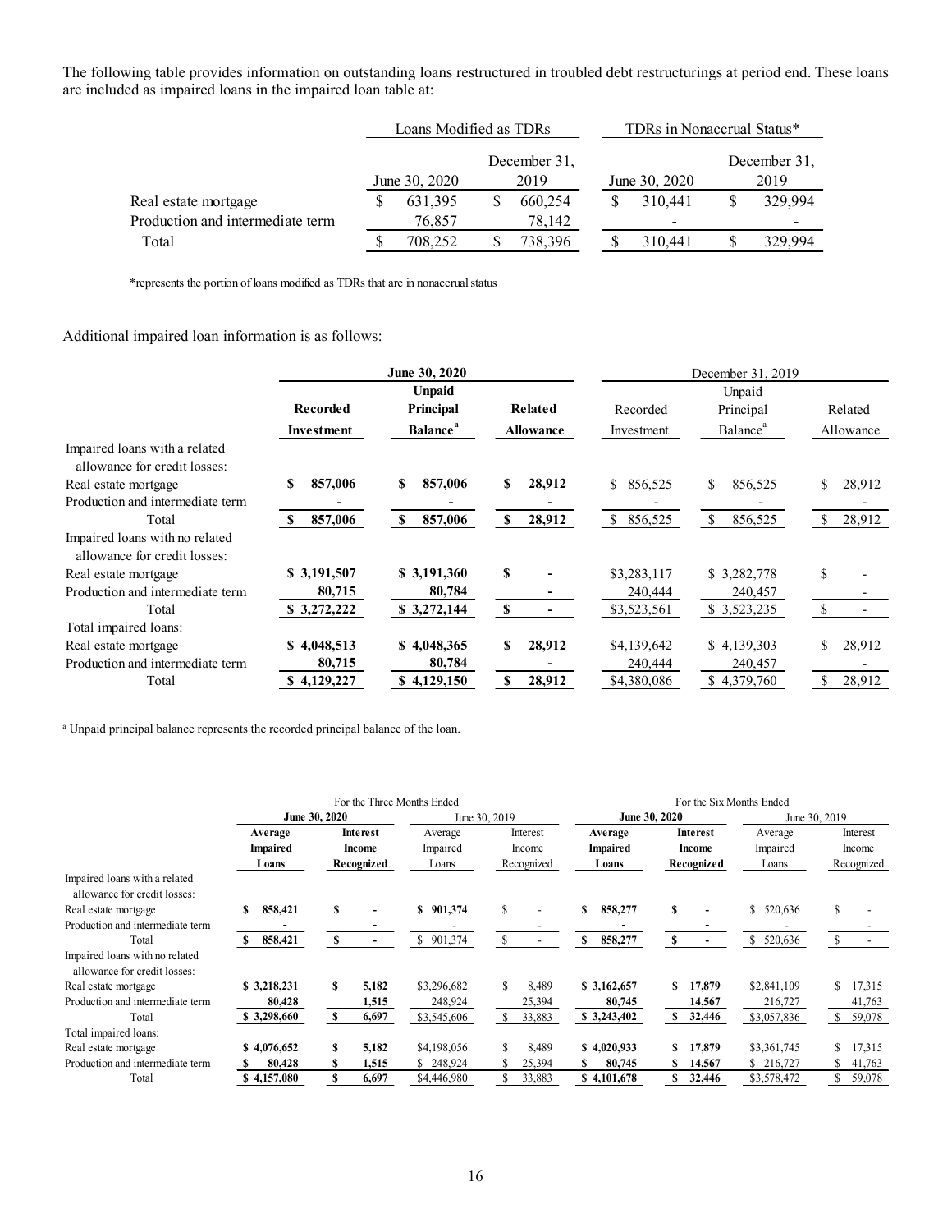The following table provides information on outstanding loans restructured in troubled debt restructurings at period end. These loans are included as impaired loans in the impaired loan table at:

| | Loans Modified as TDRs | | TDRs in Nonaccrual Status* | |
|---|---|---|---|---|
| | June 30, 2020 | December 31, 2019 | June 30, 2020 | December 31, 2019 |
| Real estate mortgage | $ 631,395 | $ 660,254 | $ 310,441 | $ 329,994 |
| Production and intermediate term | 76,857 | 78,142 | - | - |
| Total | $ 708,252 | $ 738,396 | $ 310,441 | $ 329,994 |

*represents the portion of loans modified as TDRs that are in nonaccrual status

Additional impaired loan information is as follows:

| | June 30, 2020 | | | December 31, 2019 | | |
|---|---|---|---|---|---|---|
| | Recorded Investment | Unpaid Principal Balance[a] | Related Allowance | Recorded Investment | Unpaid Principal Balance[a] | Related Allowance |
| Impaired loans with a related allowance for credit losses: | | | | | | |
| Real estate mortgage | $ 857,006 | $ 857,006 | $ 28,912 | $ 856,525 | $ 856,525 | $ 28,912 |
| Production and intermediate term | - | - | - | - | - | - |
| Total | $ 857,006 | $ 857,006 | $ 28,912 | $ 856,525 | $ 856,525 | $ 28,912 |
| Impaired loans with no related allowance for credit losses: | | | | | | |
| Real estate mortgage | $ 3,191,507 | $ 3,191,360 | $ - | $3,283,117 | $ 3,282,778 | $ - |
| Production and intermediate term | 80,715 | 80,784 | - | 240,444 | 240,457 | - |
| Total | $ 3,272,222 | $ 3,272,144 | $ - | $3,523,561 | $ 3,523,235 | $ - |
| Total impaired loans: | | | | | | |
| Real estate mortgage | $ 4,048,513 | $ 4,048,365 | $ 28,912 | $4,139,642 | $ 4,139,303 | $ 28,912 |
| Production and intermediate term | 80,715 | 80,784 | - | 240,444 | 240,457 | - |
| Total | $ 4,129,227 | $ 4,129,150 | $ 28,912 | $4,380,086 | $ 4,379,760 | $ 28,912 |

[a] Unpaid principal balance represents the recorded principal balance of the loan.

| | For the Three Months Ended | | | | For the Six Months Ended | | | |
|---|---|---|---|---|---|---|---|---|
| | June 30, 2020 | | June 30, 2019 | | June 30, 2020 | | June 30, 2019 | |
| | Average Impaired Loans | Interest Income Recognized | Average Impaired Loans | Interest Income Recognized | Average Impaired Loans | Interest Income Recognized | Average Impaired Loans | Interest Income Recognized |
| Impaired loans with a related allowance for credit losses: | | | | | | | | |
| Real estate mortgage | $ 858,421 | $ - | $ 901,374 | $ - | $ 858,277 | $ - | $ 520,636 | $ - |
| Production and intermediate term | - | - | - | - | - | - | - | - |
| Total | $ 858,421 | $ - | $ 901,374 | $ - | $ 858,277 | $ - | $ 520,636 | $ - |
| Impaired loans with no related allowance for credit losses: | | | | | | | | |
| Real estate mortgage | $ 3,218,231 | $ 5,182 | $3,296,682 | $ 8,489 | $ 3,162,657 | $ 17,879 | $2,841,109 | $ 17,315 |
| Production and intermediate term | 80,428 | 1,515 | 248,924 | 25,394 | 80,745 | 14,567 | 216,727 | 41,763 |
| Total | $ 3,298,660 | $ 6,697 | $3,545,606 | $ 33,883 | $ 3,243,402 | $ 32,446 | $3,057,836 | $ 59,078 |
| Total impaired loans: | | | | | | | | |
| Real estate mortgage | $ 4,076,652 | $ 5,182 | $4,198,056 | $ 8,489 | $ 4,020,933 | $ 17,879 | $3,361,745 | $ 17,315 |
| Production and intermediate term | $ 80,428 | $ 1,515 | $ 248,924 | $ 25,394 | $ 80,745 | $ 14,567 | $ 216,727 | $ 41,763 |
| Total | $ 4,157,080 | $ 6,697 | $4,446,980 | $ 33,883 | $ 4,101,678 | $ 32,446 | $3,578,472 | $ 59,078 |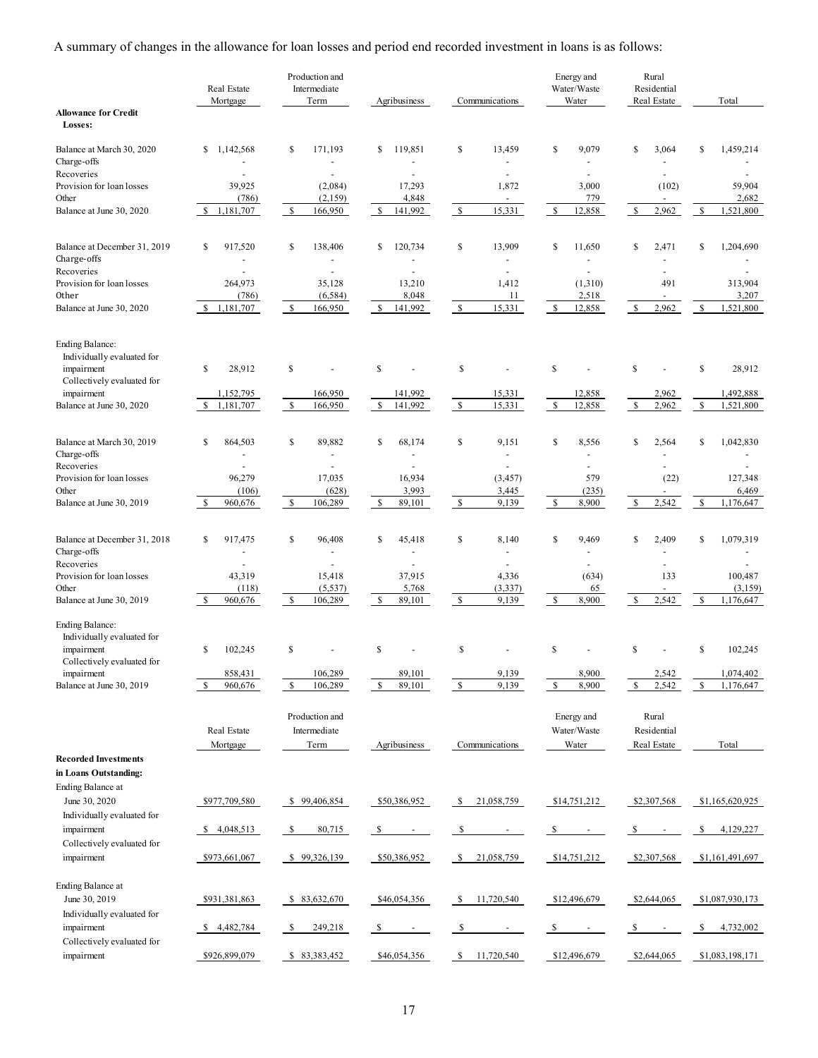A summary of changes in the allowance for loan losses and period end recorded investment in loans is as follows:

| | Real Estate Mortgage | Production and Intermediate Term | Agribusiness | Communications | Energy and Water/Waste Water | Rural Residential Real Estate | Total |
|---|---|---|---|---|---|---|---|
| **Allowance for Credit Losses:** | | | | | | | |
| Balance at March 30, 2020 | $ 1,142,568 | $ 171,193 | $ 119,851 | $ 13,459 | $ 9,079 | $ 3,064 | $ 1,459,214 |
| Charge-offs | - | - | - | - | - | - | - |
| Recoveries | - | - | - | - | - | - | - |
| Provision for loan losses | 39,925 | (2,084) | 17,293 | 1,872 | 3,000 | (102) | 59,904 |
| Other | (786) | (2,159) | 4,848 | - | 779 | - | 2,682 |
| Balance at June 30, 2020 | $ 1,181,707 | $ 166,950 | $ 141,992 | $ 15,331 | $ 12,858 | $ 2,962 | $ 1,521,800 |
| | | | | | | | |
| Balance at December 31, 2019 | $ 917,520 | $ 138,406 | $ 120,734 | $ 13,909 | $ 11,650 | $ 2,471 | $ 1,204,690 |
| Charge-offs | - | - | - | - | - | - | - |
| Recoveries | - | - | - | - | - | - | - |
| Provision for loan losses | 264,973 | 35,128 | 13,210 | 1,412 | (1,310) | 491 | 313,904 |
| Other | (786) | (6,584) | 8,048 | 11 | 2,518 | - | 3,207 |
| Balance at June 30, 2020 | $ 1,181,707 | $ 166,950 | $ 141,992 | $ 15,331 | $ 12,858 | $ 2,962 | $ 1,521,800 |
| | | | | | | | |
| Ending Balance: | | | | | | | |
| Individually evaluated for impairment | $ 28,912 | $ - | $ - | $ - | $ - | $ - | $ 28,912 |
| Collectively evaluated for impairment | 1,152,795 | 166,950 | 141,992 | 15,331 | 12,858 | 2,962 | 1,492,888 |
| Balance at June 30, 2020 | $ 1,181,707 | $ 166,950 | $ 141,992 | $ 15,331 | $ 12,858 | $ 2,962 | $ 1,521,800 |
| | | | | | | | |
| Balance at March 30, 2019 | $ 864,503 | $ 89,882 | $ 68,174 | $ 9,151 | $ 8,556 | $ 2,564 | $ 1,042,830 |
| Charge-offs | - | - | - | - | - | - | - |
| Recoveries | - | - | - | - | - | - | - |
| Provision for loan losses | 96,279 | 17,035 | 16,934 | (3,457) | 579 | (22) | 127,348 |
| Other | (106) | (628) | 3,993 | 3,445 | (235) | - | 6,469 |
| Balance at June 30, 2019 | $ 960,676 | $ 106,289 | $ 89,101 | $ 9,139 | $ 8,900 | $ 2,542 | $ 1,176,647 |
| | | | | | | | |
| Balance at December 31, 2018 | $ 917,475 | $ 96,408 | $ 45,418 | $ 8,140 | $ 9,469 | $ 2,409 | $ 1,079,319 |
| Charge-offs | - | - | - | - | - | - | - |
| Recoveries | - | - | - | - | - | - | - |
| Provision for loan losses | 43,319 | 15,418 | 37,915 | 4,336 | (634) | 133 | 100,487 |
| Other | (118) | (5,537) | 5,768 | (3,337) | 65 | - | (3,159) |
| Balance at June 30, 2019 | $ 960,676 | $ 106,289 | $ 89,101 | $ 9,139 | $ 8,900 | $ 2,542 | $ 1,176,647 |
| | | | | | | | |
| Ending Balance: | | | | | | | |
| Individually evaluated for impairment | $ 102,245 | $ - | $ - | $ - | $ - | $ - | $ 102,245 |
| Collectively evaluated for impairment | 858,431 | 106,289 | 89,101 | 9,139 | 8,900 | 2,542 | 1,074,402 |
| Balance at June 30, 2019 | $ 960,676 | $ 106,289 | $ 89,101 | $ 9,139 | $ 8,900 | $ 2,542 | $ 1,176,647 |

| | Real Estate Mortgage | Production and Intermediate Term | Agribusiness | Communications | Energy and Water/Waste Water | Rural Residential Real Estate | Total |
|---|---|---|---|---|---|---|---|
| **Recorded Investments in Loans Outstanding:** | | | | | | | |
| Ending Balance at June 30, 2020 | $977,709,580 | $ 99,406,854 | $50,386,952 | $ 21,058,759 | $14,751,212 | $2,307,568 | $1,165,620,925 |
| Individually evaluated for impairment | $ 4,048,513 | $ 80,715 | $ - | $ - | $ - | $ - | $ 4,129,227 |
| Collectively evaluated for impairment | $973,661,067 | $ 99,326,139 | $50,386,952 | $ 21,058,759 | $14,751,212 | $2,307,568 | $1,161,491,697 |
| | | | | | | | |
| Ending Balance at June 30, 2019 | $931,381,863 | $ 83,632,670 | $46,054,356 | $ 11,720,540 | $12,496,679 | $2,644,065 | $1,087,930,173 |
| Individually evaluated for impairment | $ 4,482,784 | $ 249,218 | $ - | $ - | $ - | $ - | $ 4,732,002 |
| Collectively evaluated for impairment | $926,899,079 | $ 83,383,452 | $46,054,356 | $ 11,720,540 | $12,496,679 | $2,644,065 | $1,083,198,171 |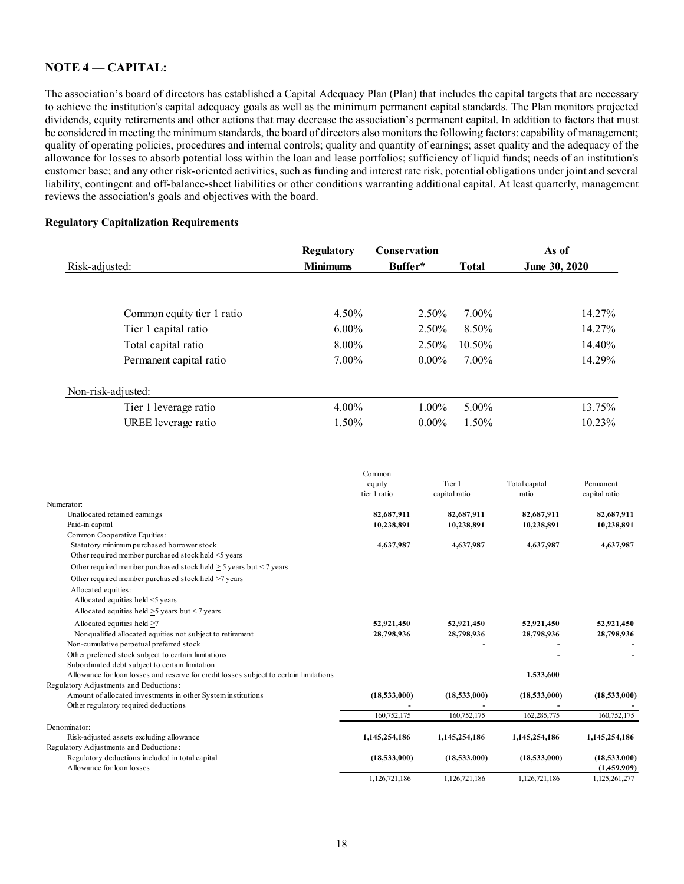## NOTE 4 — CAPITAL:

The association's board of directors has established a Capital Adequacy Plan (Plan) that includes the capital targets that are necessary to achieve the institution's capital adequacy goals as well as the minimum permanent capital standards. The Plan monitors projected dividends, equity retirements and other actions that may decrease the association's permanent capital. In addition to factors that must be considered in meeting the minimum standards, the board of directors also monitors the following factors: capability of management; quality of operating policies, procedures and internal controls; quality and quantity of earnings; asset quality and the adequacy of the allowance for losses to absorb potential loss within the loan and lease portfolios; sufficiency of liquid funds; needs of an institution's customer base; and any other risk-oriented activities, such as funding and interest rate risk, potential obligations under joint and several liability, contingent and off-balance-sheet liabilities or other conditions warranting additional capital. At least quarterly, management reviews the association's goals and objectives with the board.

**Regulatory Capitalization Requirements**

| Risk-adjusted: | **Regulatory Minimums** | **Conservation Buffer*** | **Total** | **As of June 30, 2020** |
|---|---|---|---|---|
| Common equity tier 1 ratio | 4.50% | 2.50% | 7.00% | 14.27% |
| Tier 1 capital ratio | 6.00% | 2.50% | 8.50% | 14.27% |
| Total capital ratio | 8.00% | 2.50% | 10.50% | 14.40% |
| Permanent capital ratio | 7.00% | 0.00% | 7.00% | 14.29% |
| **Non-risk-adjusted:** | | | | |
| Tier 1 leverage ratio | 4.00% | 1.00% | 5.00% | 13.75% |
| UREE leverage ratio | 1.50% | 0.00% | 1.50% | 10.23% |

| | Common equity tier 1 ratio | Tier 1 capital ratio | Total capital ratio | Permanent capital ratio |
|---|---|---|---|---|
| Numerator: | | | | |
| Unallocated retained earnings | **82,687,911** | **82,687,911** | **82,687,911** | **82,687,911** |
| Paid-in capital | **10,238,891** | **10,238,891** | **10,238,891** | **10,238,891** |
| Common Cooperative Equities: | | | | |
| Statutory minimum purchased borrower stock | **4,637,987** | **4,637,987** | **4,637,987** | **4,637,987** |
| Other required member purchased stock held <5 years | | | | |
| Other required member purchased stock held ≥ 5 years but < 7 years | | | | |
| Other required member purchased stock held ≥7 years | | | | |
| Allocated equities: | | | | |
| Allocated equities held <5 years | | | | |
| Allocated equities held ≥5 years but < 7 years | | | | |
| Allocated equities held ≥7 | **52,921,450** | **52,921,450** | **52,921,450** | **52,921,450** |
| Nonqualified allocated equities not subject to retirement | **28,798,936** | **28,798,936** | **-** | **28,798,936** |
| Non-cumulative perpetual preferred stock | | **-** | **-** | **-** |
| Other preferred stock subject to certain limitations | | | **-** | **-** |
| Subordinated debt subject to certain limitation | | | | |
| Allowance for loan losses and reserve for credit losses subject to certain limitations | | | **1,533,600** | |
| Regulatory Adjustments and Deductions: | | | | |
| Amount of allocated investments in other System institutions | **(18,533,000)** | **(18,533,000)** | **(18,533,000)** | **(18,533,000)** |
| Other regulatory required deductions | **-** | **-** | **-** | **-** |
| | 160,752,175 | 160,752,175 | 162,285,775 | 160,752,175 |
| Denominator: | | | | |
| Risk-adjusted assets excluding allowance | **1,145,254,186** | **1,145,254,186** | **1,145,254,186** | **1,145,254,186** |
| Regulatory Adjustments and Deductions: | | | | |
| Regulatory deductions included in total capital | **(18,533,000)** | **(18,533,000)** | **(18,533,000)** | **(18,533,000)** |
| Allowance for loan losses | | | | **(1,459,909)** |
| | 1,126,721,186 | 1,126,721,186 | 1,126,721,186 | 1,125,261,277 |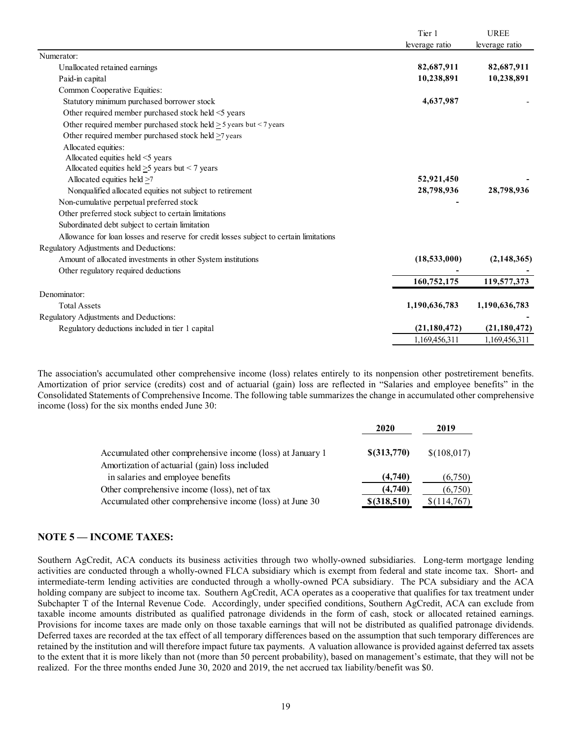| | Tier 1 leverage ratio | UREE leverage ratio |
|---|---|---|
| Numerator: | | |
| Unallocated retained earnings | **82,687,911** | **82,687,911** |
| Paid-in capital | **10,238,891** | **10,238,891** |
| Common Cooperative Equities: | | |
| Statutory minimum purchased borrower stock | **4,637,987** | - |
| Other required member purchased stock held <5 years | | |
| Other required member purchased stock held ≥5 years but < 7 years | | |
| Other required member purchased stock held ≥7 years | | |
| Allocated equities: | | |
| Allocated equities held <5 years | | |
| Allocated equities held ≥5 years but < 7 years | | |
| Allocated equities held ≥7 | **52,921,450** | **-** |
| Nonqualified allocated equities not subject to retirement | **28,798,936** | **28,798,936** |
| Non-cumulative perpetual preferred stock | **-** | |
| Other preferred stock subject to certain limitations | | |
| Subordinated debt subject to certain limitation | | |
| Allowance for loan losses and reserve for credit losses subject to certain limitations | | |
| Regulatory Adjustments and Deductions: | | |
| Amount of allocated investments in other System institutions | **(18,533,000)** | **(2,148,365)** |
| Other regulatory required deductions | **-** | **-** |
| | **160,752,175** | **119,577,373** |
| Denominator: | | |
| Total Assets | **1,190,636,783** | **1,190,636,783** |
| Regulatory Adjustments and Deductions: | | **-** |
| Regulatory deductions included in tier 1 capital | **(21,180,472)** | **(21,180,472)** |
| | 1,169,456,311 | 1,169,456,311 |

The association's accumulated other comprehensive income (loss) relates entirely to its nonpension other postretirement benefits. Amortization of prior service (credits) cost and of actuarial (gain) loss are reflected in "Salaries and employee benefits" in the Consolidated Statements of Comprehensive Income. The following table summarizes the change in accumulated other comprehensive income (loss) for the six months ended June 30:

| | **2020** | **2019** |
|---|---|---|
| Accumulated other comprehensive income (loss) at January 1 | **$(313,770)** | $(108,017) |
| Amortization of actuarial (gain) loss included in salaries and employee benefits | **(4,740)** | (6,750) |
| Other comprehensive income (loss), net of tax | **(4,740)** | (6,750) |
| Accumulated other comprehensive income (loss) at June 30 | **$(318,510)** | $(114,767) |

## NOTE 5 — INCOME TAXES:

Southern AgCredit, ACA conducts its business activities through two wholly-owned subsidiaries. Long-term mortgage lending activities are conducted through a wholly-owned FLCA subsidiary which is exempt from federal and state income tax. Short- and intermediate-term lending activities are conducted through a wholly-owned PCA subsidiary. The PCA subsidiary and the ACA holding company are subject to income tax. Southern AgCredit, ACA operates as a cooperative that qualifies for tax treatment under Subchapter T of the Internal Revenue Code. Accordingly, under specified conditions, Southern AgCredit, ACA can exclude from taxable income amounts distributed as qualified patronage dividends in the form of cash, stock or allocated retained earnings. Provisions for income taxes are made only on those taxable earnings that will not be distributed as qualified patronage dividends. Deferred taxes are recorded at the tax effect of all temporary differences based on the assumption that such temporary differences are retained by the institution and will therefore impact future tax payments. A valuation allowance is provided against deferred tax assets to the extent that it is more likely than not (more than 50 percent probability), based on management's estimate, that they will not be realized. For the three months ended June 30, 2020 and 2019, the net accrued tax liability/benefit was $0.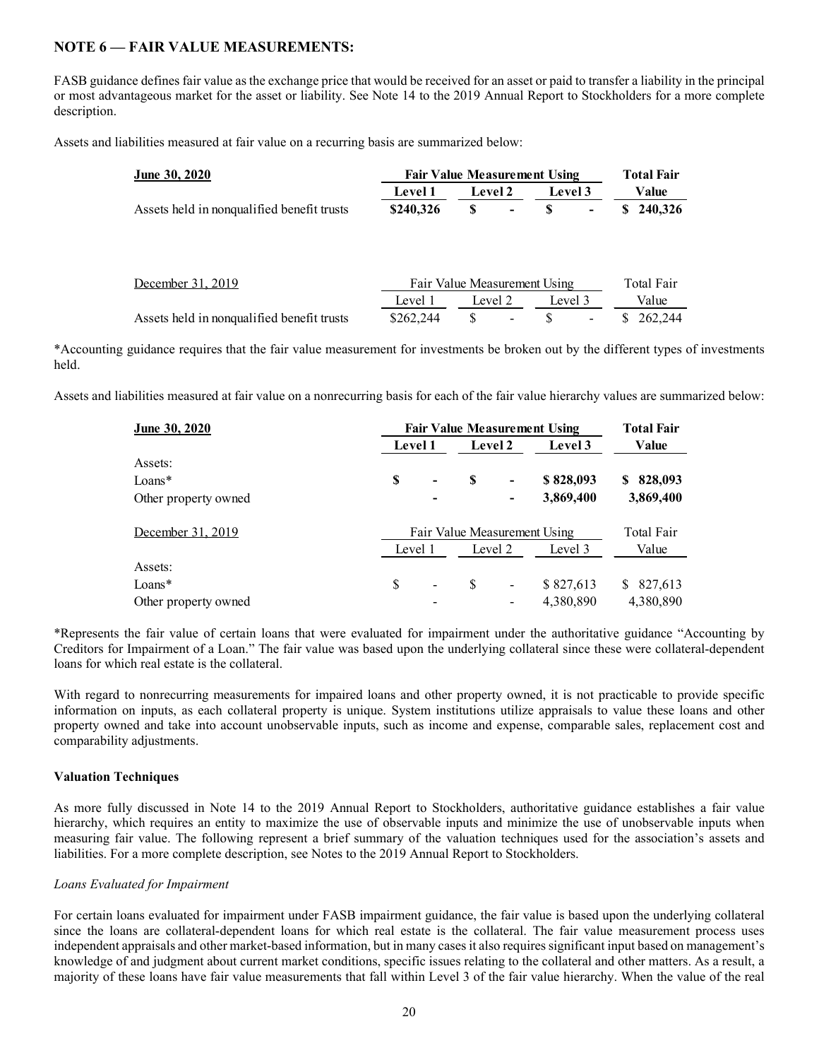## NOTE 6 — FAIR VALUE MEASUREMENTS:

FASB guidance defines fair value as the exchange price that would be received for an asset or paid to transfer a liability in the principal or most advantageous market for the asset or liability. See Note 14 to the 2019 Annual Report to Stockholders for a more complete description.

Assets and liabilities measured at fair value on a recurring basis are summarized below:

| **June 30, 2020** | **Fair Value Measurement Using** | | | **Total Fair** |
|---|---|---|---|---|
| | **Level 1** | **Level 2** | **Level 3** | **Value** |
| Assets held in nonqualified benefit trusts | **$240,326** | **$ -** | **$ -** | **$ 240,326** |

| December 31, 2019 | Fair Value Measurement Using | | | Total Fair |
|---|---|---|---|---|
| | Level 1 | Level 2 | Level 3 | Value |
| Assets held in nonqualified benefit trusts | $262,244 | $ - | $ - | $ 262,244 |

*Accounting guidance requires that the fair value measurement for investments be broken out by the different types of investments held.

Assets and liabilities measured at fair value on a nonrecurring basis for each of the fair value hierarchy values are summarized below:

| **June 30, 2020** | **Fair Value Measurement Using** | | | **Total Fair** |
|---|---|---|---|---|
| | **Level 1** | **Level 2** | **Level 3** | **Value** |
| Assets: | | | | |
| Loans* | **$ -** | **$ -** | **$ 828,093** | **$ 828,093** |
| Other property owned | **-** | **-** | **3,869,400** | **3,869,400** |
| December 31, 2019 | Fair Value Measurement Using | | | Total Fair |
| | Level 1 | Level 2 | Level 3 | Value |
| Assets: | | | | |
| Loans* | $ - | $ - | $ 827,613 | $ 827,613 |
| Other property owned | - | - | 4,380,890 | 4,380,890 |

*Represents the fair value of certain loans that were evaluated for impairment under the authoritative guidance "Accounting by Creditors for Impairment of a Loan." The fair value was based upon the underlying collateral since these were collateral-dependent loans for which real estate is the collateral.

With regard to nonrecurring measurements for impaired loans and other property owned, it is not practicable to provide specific information on inputs, as each collateral property is unique. System institutions utilize appraisals to value these loans and other property owned and take into account unobservable inputs, such as income and expense, comparable sales, replacement cost and comparability adjustments.

### Valuation Techniques

As more fully discussed in Note 14 to the 2019 Annual Report to Stockholders, authoritative guidance establishes a fair value hierarchy, which requires an entity to maximize the use of observable inputs and minimize the use of unobservable inputs when measuring fair value. The following represent a brief summary of the valuation techniques used for the association's assets and liabilities. For a more complete description, see Notes to the 2019 Annual Report to Stockholders.

*Loans Evaluated for Impairment*

For certain loans evaluated for impairment under FASB impairment guidance, the fair value is based upon the underlying collateral since the loans are collateral-dependent loans for which real estate is the collateral. The fair value measurement process uses independent appraisals and other market-based information, but in many cases it also requires significant input based on management's knowledge of and judgment about current market conditions, specific issues relating to the collateral and other matters. As a result, a majority of these loans have fair value measurements that fall within Level 3 of the fair value hierarchy. When the value of the real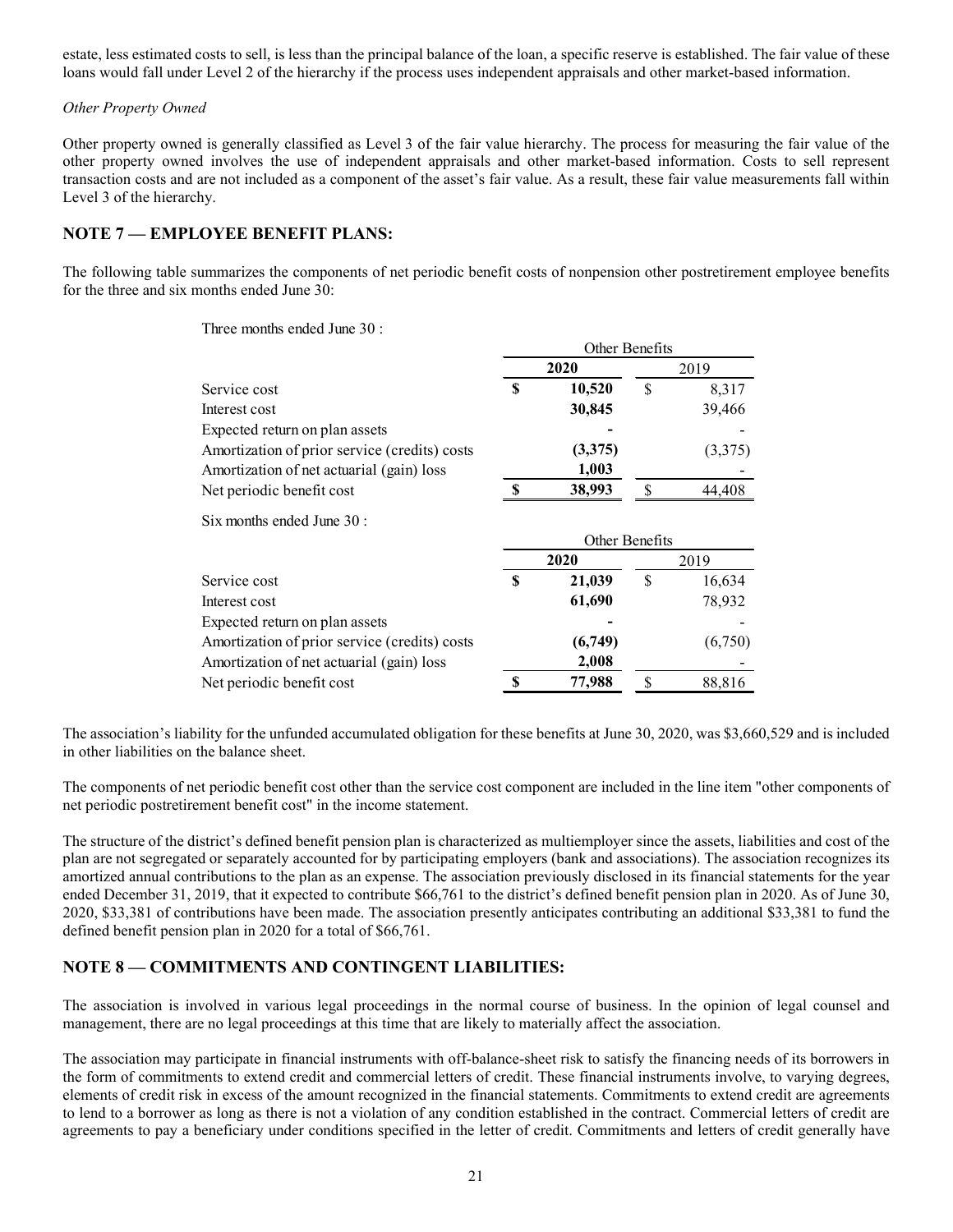estate, less estimated costs to sell, is less than the principal balance of the loan, a specific reserve is established. The fair value of these loans would fall under Level 2 of the hierarchy if the process uses independent appraisals and other market-based information.

*Other Property Owned*

Other property owned is generally classified as Level 3 of the fair value hierarchy. The process for measuring the fair value of the other property owned involves the use of independent appraisals and other market-based information. Costs to sell represent transaction costs and are not included as a component of the asset's fair value. As a result, these fair value measurements fall within Level 3 of the hierarchy.

## NOTE 7 — EMPLOYEE BENEFIT PLANS:

The following table summarizes the components of net periodic benefit costs of nonpension other postretirement employee benefits for the three and six months ended June 30:

Three months ended June 30 :

| | Other Benefits | |
|---|---|---|
| | **2020** | 2019 |
| Service cost | **$ 10,520** | $ 8,317 |
| Interest cost | **30,845** | 39,466 |
| Expected return on plan assets | **-** | - |
| Amortization of prior service (credits) costs | **(3,375)** | (3,375) |
| Amortization of net actuarial (gain) loss | **1,003** | - |
| Net periodic benefit cost | **$ 38,993** | $ 44,408 |

Six months ended June 30 :

| | Other Benefits | |
|---|---|---|
| | **2020** | 2019 |
| Service cost | **$ 21,039** | $ 16,634 |
| Interest cost | **61,690** | 78,932 |
| Expected return on plan assets | **-** | - |
| Amortization of prior service (credits) costs | **(6,749)** | (6,750) |
| Amortization of net actuarial (gain) loss | **2,008** | - |
| Net periodic benefit cost | **$ 77,988** | $ 88,816 |

The association's liability for the unfunded accumulated obligation for these benefits at June 30, 2020, was $3,660,529 and is included in other liabilities on the balance sheet.

The components of net periodic benefit cost other than the service cost component are included in the line item "other components of net periodic postretirement benefit cost" in the income statement.

The structure of the district's defined benefit pension plan is characterized as multiemployer since the assets, liabilities and cost of the plan are not segregated or separately accounted for by participating employers (bank and associations). The association recognizes its amortized annual contributions to the plan as an expense. The association previously disclosed in its financial statements for the year ended December 31, 2019, that it expected to contribute $66,761 to the district's defined benefit pension plan in 2020. As of June 30, 2020, $33,381 of contributions have been made. The association presently anticipates contributing an additional $33,381 to fund the defined benefit pension plan in 2020 for a total of $66,761.

## NOTE 8 — COMMITMENTS AND CONTINGENT LIABILITIES:

The association is involved in various legal proceedings in the normal course of business. In the opinion of legal counsel and management, there are no legal proceedings at this time that are likely to materially affect the association.

The association may participate in financial instruments with off-balance-sheet risk to satisfy the financing needs of its borrowers in the form of commitments to extend credit and commercial letters of credit. These financial instruments involve, to varying degrees, elements of credit risk in excess of the amount recognized in the financial statements. Commitments to extend credit are agreements to lend to a borrower as long as there is not a violation of any condition established in the contract. Commercial letters of credit are agreements to pay a beneficiary under conditions specified in the letter of credit. Commitments and letters of credit generally have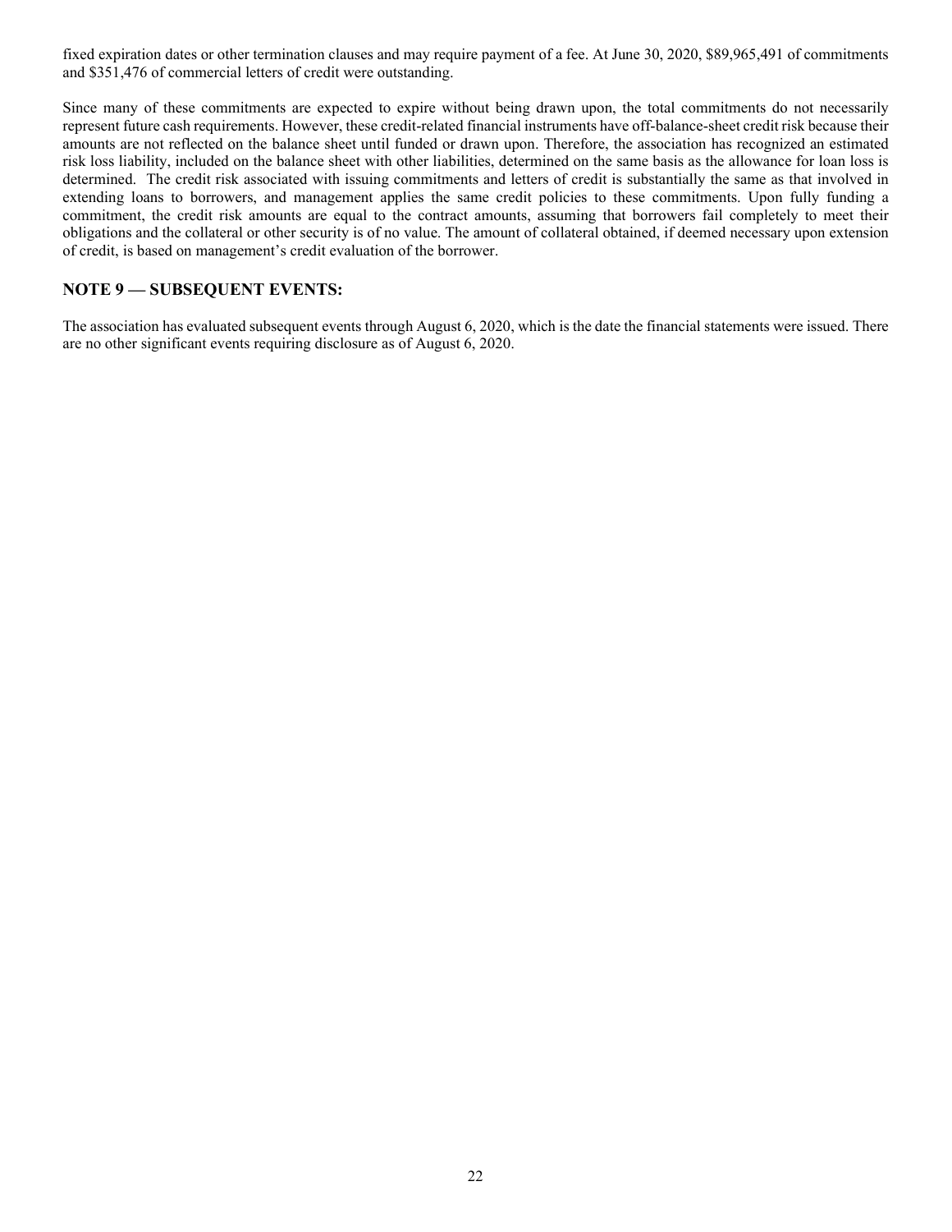fixed expiration dates or other termination clauses and may require payment of a fee. At June 30, 2020, $89,965,491 of commitments and $351,476 of commercial letters of credit were outstanding.

Since many of these commitments are expected to expire without being drawn upon, the total commitments do not necessarily represent future cash requirements. However, these credit-related financial instruments have off-balance-sheet credit risk because their amounts are not reflected on the balance sheet until funded or drawn upon. Therefore, the association has recognized an estimated risk loss liability, included on the balance sheet with other liabilities, determined on the same basis as the allowance for loan loss is determined. The credit risk associated with issuing commitments and letters of credit is substantially the same as that involved in extending loans to borrowers, and management applies the same credit policies to these commitments. Upon fully funding a commitment, the credit risk amounts are equal to the contract amounts, assuming that borrowers fail completely to meet their obligations and the collateral or other security is of no value. The amount of collateral obtained, if deemed necessary upon extension of credit, is based on management's credit evaluation of the borrower.

## NOTE 9 — SUBSEQUENT EVENTS:

The association has evaluated subsequent events through August 6, 2020, which is the date the financial statements were issued. There are no other significant events requiring disclosure as of August 6, 2020.